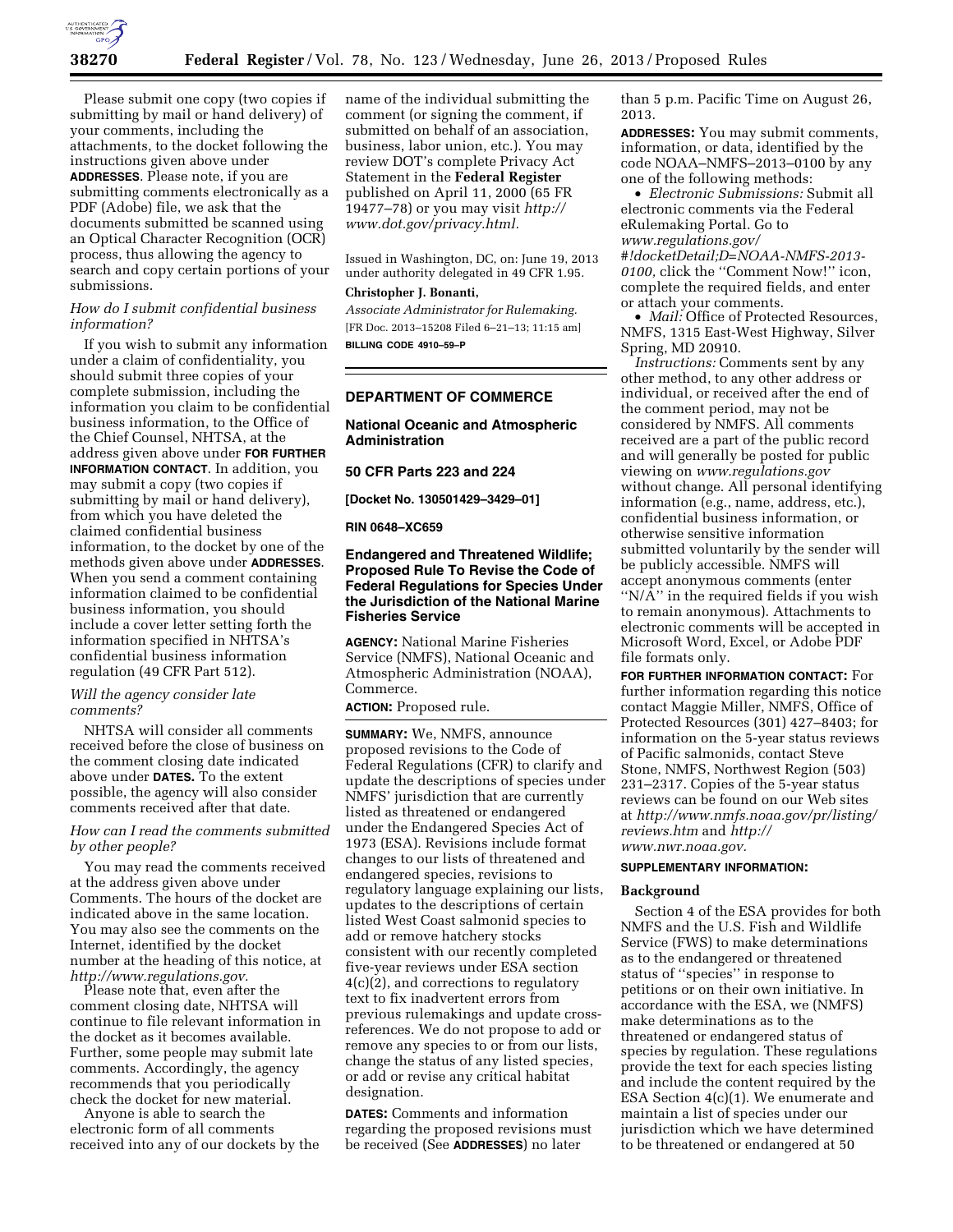Please submit one copy (two copies if submitting by mail or hand delivery) of your comments, including the attachments, to the docket following the instructions given above under **ADDRESSES**. Please note, if you are submitting comments electronically as a PDF (Adobe) file, we ask that the documents submitted be scanned using an Optical Character Recognition (OCR) process, thus allowing the agency to search and copy certain portions of your submissions.

*How do I submit confidential business information?*

If you wish to submit any information under a claim of confidentiality, you should submit three copies of your complete submission, including the information you claim to be confidential business information, to the Office of the Chief Counsel, NHTSA, at the address given above under **FOR FURTHER INFORMATION CONTACT**. In addition, you may submit a copy (two copies if submitting by mail or hand delivery), from which you have deleted the claimed confidential business information, to the docket by one of the methods given above under **ADDRESSES**. When you send a comment containing information claimed to be confidential business information, you should include a cover letter setting forth the information specified in NHTSA's confidential business information regulation (49 CFR Part 512).

*Will the agency consider late comments?*

NHTSA will consider all comments received before the close of business on the comment closing date indicated above under **DATES.** To the extent possible, the agency will also consider comments received after that date.

*How can I read the comments submitted by other people?*

You may read the comments received at the address given above under Comments. The hours of the docket are indicated above in the same location. You may also see the comments on the Internet, identified by the docket number at the heading of this notice, at *http://www.regulations.gov.*

Please note that, even after the comment closing date, NHTSA will continue to file relevant information in the docket as it becomes available. Further, some people may submit late comments. Accordingly, the agency recommends that you periodically check the docket for new material.

Anyone is able to search the electronic form of all comments received into any of our dockets by the name of the individual submitting the comment (or signing the comment, if submitted on behalf of an association, business, labor union, etc.). You may review DOT's complete Privacy Act Statement in the **Federal Register** published on April 11, 2000 (65 FR 19477–78) or you may visit *http://www.dot.gov/privacy.html.*

Issued in Washington, DC, on: June 19, 2013 under authority delegated in 49 CFR 1.95.

**Christopher J. Bonanti,**

*Associate Administrator for Rulemaking.*

[FR Doc. 2013–15208 Filed 6–21–13; 11:15 am]

**BILLING CODE 4910–59–P**

---

## DEPARTMENT OF COMMERCE

### National Oceanic and Atmospheric Administration

### 50 CFR Parts 223 and 224

**[Docket No. 130501429–3429–01]**

**RIN 0648–XC659**

### Endangered and Threatened Wildlife; Proposed Rule To Revise the Code of Federal Regulations for Species Under the Jurisdiction of the National Marine Fisheries Service

**AGENCY:** National Marine Fisheries Service (NMFS), National Oceanic and Atmospheric Administration (NOAA), Commerce.

**ACTION:** Proposed rule.

**SUMMARY:** We, NMFS, announce proposed revisions to the Code of Federal Regulations (CFR) to clarify and update the descriptions of species under NMFS' jurisdiction that are currently listed as threatened or endangered under the Endangered Species Act of 1973 (ESA). Revisions include format changes to our lists of threatened and endangered species, revisions to regulatory language explaining our lists, updates to the descriptions of certain listed West Coast salmonid species to add or remove hatchery stocks consistent with our recently completed five-year reviews under ESA section 4(c)(2), and corrections to regulatory text to fix inadvertent errors from previous rulemakings and update cross-references. We do not propose to add or remove any species to or from our lists, change the status of any listed species, or add or revise any critical habitat designation.

**DATES:** Comments and information regarding the proposed revisions must be received (See **ADDRESSES**) no later than 5 p.m. Pacific Time on August 26, 2013.

**ADDRESSES:** You may submit comments, information, or data, identified by the code NOAA–NMFS–2013–0100 by any one of the following methods:

- *Electronic Submissions:* Submit all electronic comments via the Federal eRulemaking Portal. Go to *www.regulations.gov/#!docketDetail;D=NOAA-NMFS-2013-0100,* click the "Comment Now!" icon, complete the required fields, and enter or attach your comments.
- *Mail:* Office of Protected Resources, NMFS, 1315 East-West Highway, Silver Spring, MD 20910.

*Instructions:* Comments sent by any other method, to any other address or individual, or received after the end of the comment period, may not be considered by NMFS. All comments received are a part of the public record and will generally be posted for public viewing on *www.regulations.gov* without change. All personal identifying information (e.g., name, address, etc.), confidential business information, or otherwise sensitive information submitted voluntarily by the sender will be publicly accessible. NMFS will accept anonymous comments (enter "N/A" in the required fields if you wish to remain anonymous). Attachments to electronic comments will be accepted in Microsoft Word, Excel, or Adobe PDF file formats only.

**FOR FURTHER INFORMATION CONTACT:** For further information regarding this notice contact Maggie Miller, NMFS, Office of Protected Resources (301) 427–8403; for information on the 5-year status reviews of Pacific salmonids, contact Steve Stone, NMFS, Northwest Region (503) 231–2317. Copies of the 5-year status reviews can be found on our Web sites at *http://www.nmfs.noaa.gov/pr/listing/reviews.htm* and *http://www.nwr.noaa.gov.*

**SUPPLEMENTARY INFORMATION:**

#### Background

Section 4 of the ESA provides for both NMFS and the U.S. Fish and Wildlife Service (FWS) to make determinations as to the endangered or threatened status of "species" in response to petitions or on their own initiative. In accordance with the ESA, we (NMFS) make determinations as to the threatened or endangered status of species by regulation. These regulations provide the text for each species listing and include the content required by the ESA Section 4(c)(1). We enumerate and maintain a list of species under our jurisdiction which we have determined to be threatened or endangered at 50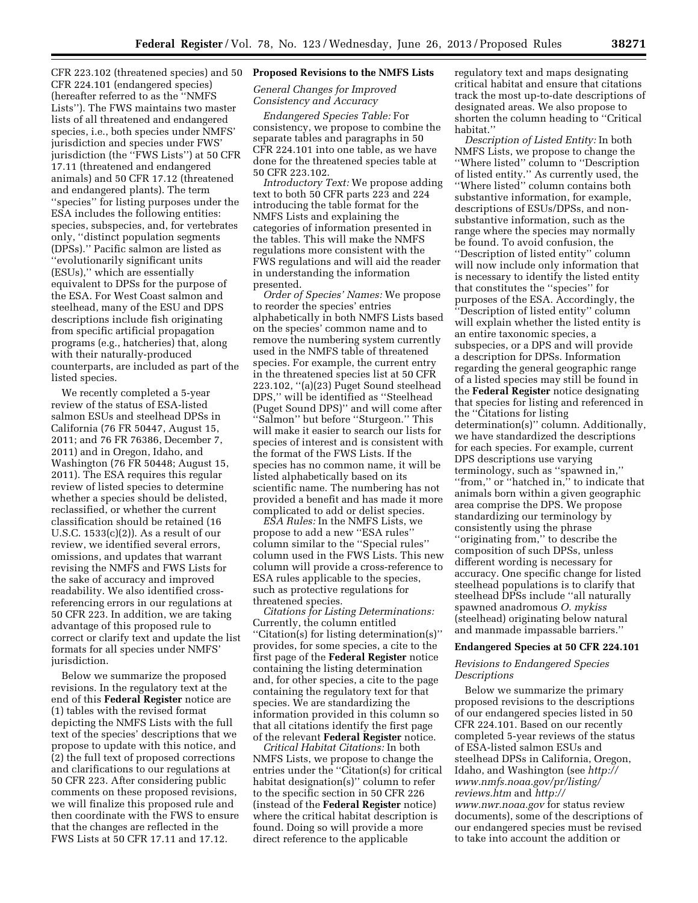CFR 223.102 (threatened species) and 50 CFR 224.101 (endangered species) (hereafter referred to as the ''NMFS Lists''). The FWS maintains two master lists of all threatened and endangered species, i.e., both species under NMFS' jurisdiction and species under FWS' jurisdiction (the ''FWS Lists'') at 50 CFR 17.11 (threatened and endangered animals) and 50 CFR 17.12 (threatened and endangered plants). The term ''species'' for listing purposes under the ESA includes the following entities: species, subspecies, and, for vertebrates only, ''distinct population segments (DPSs).'' Pacific salmon are listed as ''evolutionarily significant units (ESUs),'' which are essentially equivalent to DPSs for the purpose of the ESA. For West Coast salmon and steelhead, many of the ESU and DPS descriptions include fish originating from specific artificial propagation programs (e.g., hatcheries) that, along with their naturally-produced counterparts, are included as part of the listed species.

We recently completed a 5-year review of the status of ESA-listed salmon ESUs and steelhead DPSs in California (76 FR 50447, August 15, 2011; and 76 FR 76386, December 7, 2011) and in Oregon, Idaho, and Washington (76 FR 50448; August 15, 2011). The ESA requires this regular review of listed species to determine whether a species should be delisted, reclassified, or whether the current classification should be retained (16 U.S.C. 1533(c)(2)). As a result of our review, we identified several errors, omissions, and updates that warrant revising the NMFS and FWS Lists for the sake of accuracy and improved readability. We also identified cross-referencing errors in our regulations at 50 CFR 223. In addition, we are taking advantage of this proposed rule to correct or clarify text and update the list formats for all species under NMFS' jurisdiction.

Below we summarize the proposed revisions. In the regulatory text at the end of this **Federal Register** notice are (1) tables with the revised format depicting the NMFS Lists with the full text of the species' descriptions that we propose to update with this notice, and (2) the full text of proposed corrections and clarifications to our regulations at 50 CFR 223. After considering public comments on these proposed revisions, we will finalize this proposed rule and then coordinate with the FWS to ensure that the changes are reflected in the FWS Lists at 50 CFR 17.11 and 17.12.

## Proposed Revisions to the NMFS Lists

### *General Changes for Improved Consistency and Accuracy*

*Endangered Species Table:* For consistency, we propose to combine the separate tables and paragraphs in 50 CFR 224.101 into one table, as we have done for the threatened species table at 50 CFR 223.102.

*Introductory Text:* We propose adding text to both 50 CFR parts 223 and 224 introducing the table format for the NMFS Lists and explaining the categories of information presented in the tables. This will make the NMFS regulations more consistent with the FWS regulations and will aid the reader in understanding the information presented.

*Order of Species' Names:* We propose to reorder the species' entries alphabetically in both NMFS Lists based on the species' common name and to remove the numbering system currently used in the NMFS table of threatened species. For example, the current entry in the threatened species list at 50 CFR 223.102, ''(a)(23) Puget Sound steelhead DPS,'' will be identified as ''Steelhead (Puget Sound DPS)'' and will come after ''Salmon'' but before ''Sturgeon.'' This will make it easier to search our lists for species of interest and is consistent with the format of the FWS Lists. If the species has no common name, it will be listed alphabetically based on its scientific name. The numbering has not provided a benefit and has made it more complicated to add or delist species.

*ESA Rules:* In the NMFS Lists, we propose to add a new ''ESA rules'' column similar to the ''Special rules'' column used in the FWS Lists. This new column will provide a cross-reference to ESA rules applicable to the species, such as protective regulations for threatened species.

*Citations for Listing Determinations:* Currently, the column entitled ''Citation(s) for listing determination(s)'' provides, for some species, a cite to the first page of the **Federal Register** notice containing the listing determination and, for other species, a cite to the page containing the regulatory text for that species. We are standardizing the information provided in this column so that all citations identify the first page of the relevant **Federal Register** notice.

*Critical Habitat Citations:* In both NMFS Lists, we propose to change the entries under the ''Citation(s) for critical habitat designation(s)'' column to refer to the specific section in 50 CFR 226 (instead of the **Federal Register** notice) where the critical habitat description is found. Doing so will provide a more direct reference to the applicable regulatory text and maps designating critical habitat and ensure that citations track the most up-to-date descriptions of designated areas. We also propose to shorten the column heading to ''Critical habitat.''

*Description of Listed Entity:* In both NMFS Lists, we propose to change the ''Where listed'' column to ''Description of listed entity.'' As currently used, the ''Where listed'' column contains both substantive information, for example, descriptions of ESUs/DPSs, and non-substantive information, such as the range where the species may normally be found. To avoid confusion, the ''Description of listed entity'' column will now include only information that is necessary to identify the listed entity that constitutes the ''species'' for purposes of the ESA. Accordingly, the ''Description of listed entity'' column will explain whether the listed entity is an entire taxonomic species, a subspecies, or a DPS and will provide a description for DPSs. Information regarding the general geographic range of a listed species may still be found in the **Federal Register** notice designating that species for listing and referenced in the ''Citations for listing determination(s)'' column. Additionally, we have standardized the descriptions for each species. For example, current DPS descriptions use varying terminology, such as ''spawned in,'' ''from,'' or ''hatched in,'' to indicate that animals born within a given geographic area comprise the DPS. We propose standardizing our terminology by consistently using the phrase ''originating from,'' to describe the composition of such DPSs, unless different wording is necessary for accuracy. One specific change for listed steelhead populations is to clarify that steelhead DPSs include ''all naturally spawned anadromous *O. mykiss* (steelhead) originating below natural and manmade impassable barriers.''

## Endangered Species at 50 CFR 224.101

### *Revisions to Endangered Species Descriptions*

Below we summarize the primary proposed revisions to the descriptions of our endangered species listed in 50 CFR 224.101. Based on our recently completed 5-year reviews of the status of ESA-listed salmon ESUs and steelhead DPSs in California, Oregon, Idaho, and Washington (see *http://www.nmfs.noaa.gov/pr/listing/reviews.htm* and *http://www.nwr.noaa.gov* for status review documents), some of the descriptions of our endangered species must be revised to take into account the addition or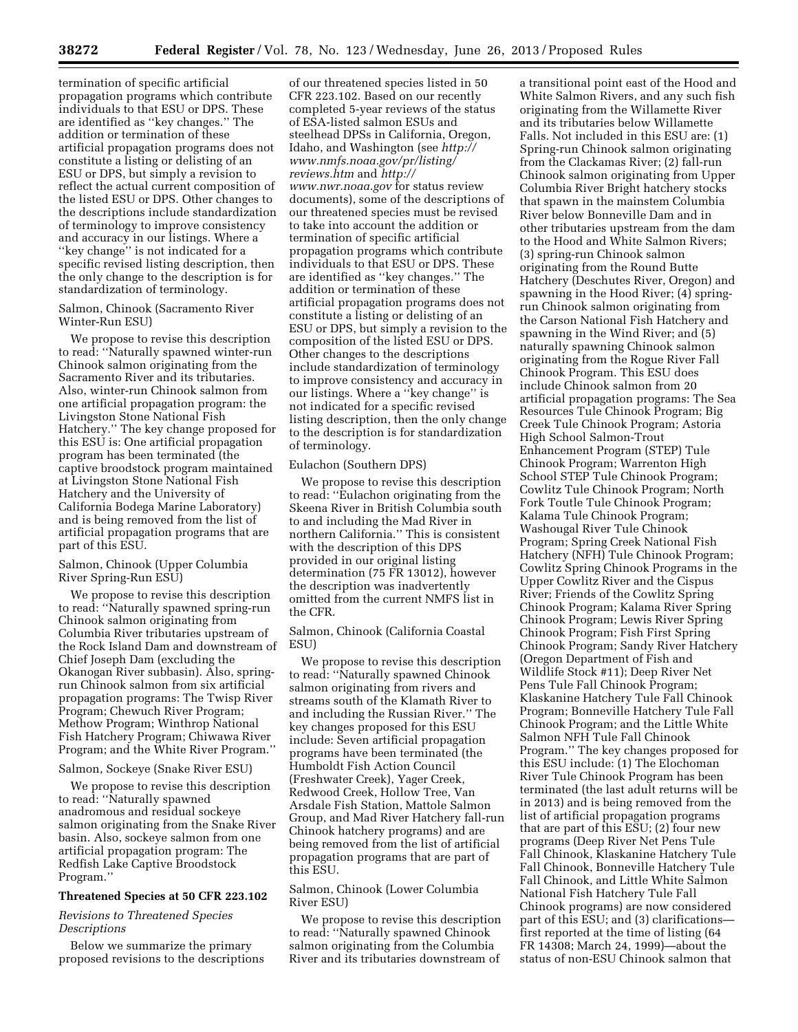termination of specific artificial propagation programs which contribute individuals to that ESU or DPS. These are identified as ''key changes.'' The addition or termination of these artificial propagation programs does not constitute a listing or delisting of an ESU or DPS, but simply a revision to reflect the actual current composition of the listed ESU or DPS. Other changes to the descriptions include standardization of terminology to improve consistency and accuracy in our listings. Where a ''key change'' is not indicated for a specific revised listing description, then the only change to the description is for standardization of terminology.

Salmon, Chinook (Sacramento River Winter-Run ESU)

We propose to revise this description to read: ''Naturally spawned winter-run Chinook salmon originating from the Sacramento River and its tributaries. Also, winter-run Chinook salmon from one artificial propagation program: the Livingston Stone National Fish Hatchery.'' The key change proposed for this ESU is: One artificial propagation program has been terminated (the captive broodstock program maintained at Livingston Stone National Fish Hatchery and the University of California Bodega Marine Laboratory) and is being removed from the list of artificial propagation programs that are part of this ESU.

Salmon, Chinook (Upper Columbia River Spring-Run ESU)

We propose to revise this description to read: ''Naturally spawned spring-run Chinook salmon originating from Columbia River tributaries upstream of the Rock Island Dam and downstream of Chief Joseph Dam (excluding the Okanogan River subbasin). Also, spring-run Chinook salmon from six artificial propagation programs: The Twisp River Program; Chewuch River Program; Methow Program; Winthrop National Fish Hatchery Program; Chiwawa River Program; and the White River Program.''

Salmon, Sockeye (Snake River ESU)

We propose to revise this description to read: ''Naturally spawned anadromous and residual sockeye salmon originating from the Snake River basin. Also, sockeye salmon from one artificial propagation program: The Redfish Lake Captive Broodstock Program.''

## Threatened Species at 50 CFR 223.102

### *Revisions to Threatened Species Descriptions*

Below we summarize the primary proposed revisions to the descriptions of our threatened species listed in 50 CFR 223.102. Based on our recently completed 5-year reviews of the status of ESA-listed salmon ESUs and steelhead DPSs in California, Oregon, Idaho, and Washington (see *http://www.nmfs.noaa.gov/pr/listing/reviews.htm* and *http://www.nwr.noaa.gov* for status review documents), some of the descriptions of our threatened species must be revised to take into account the addition or termination of specific artificial propagation programs which contribute individuals to that ESU or DPS. These are identified as ''key changes.'' The addition or termination of these artificial propagation programs does not constitute a listing or delisting of an ESU or DPS, but simply a revision to the composition of the listed ESU or DPS. Other changes to the descriptions include standardization of terminology to improve consistency and accuracy in our listings. Where a ''key change'' is not indicated for a specific revised listing description, then the only change to the description is for standardization of terminology.

Eulachon (Southern DPS)

We propose to revise this description to read: ''Eulachon originating from the Skeena River in British Columbia south to and including the Mad River in northern California.'' This is consistent with the description of this DPS provided in our original listing determination (75 FR 13012), however the description was inadvertently omitted from the current NMFS list in the CFR.

Salmon, Chinook (California Coastal ESU)

We propose to revise this description to read: ''Naturally spawned Chinook salmon originating from rivers and streams south of the Klamath River to and including the Russian River.'' The key changes proposed for this ESU include: Seven artificial propagation programs have been terminated (the Humboldt Fish Action Council (Freshwater Creek), Yager Creek, Redwood Creek, Hollow Tree, Van Arsdale Fish Station, Mattole Salmon Group, and Mad River Hatchery fall-run Chinook hatchery programs) and are being removed from the list of artificial propagation programs that are part of this ESU.

Salmon, Chinook (Lower Columbia River ESU)

We propose to revise this description to read: ''Naturally spawned Chinook salmon originating from the Columbia River and its tributaries downstream of a transitional point east of the Hood and White Salmon Rivers, and any such fish originating from the Willamette River and its tributaries below Willamette Falls. Not included in this ESU are: (1) Spring-run Chinook salmon originating from the Clackamas River; (2) fall-run Chinook salmon originating from Upper Columbia River Bright hatchery stocks that spawn in the mainstem Columbia River below Bonneville Dam and in other tributaries upstream from the dam to the Hood and White Salmon Rivers; (3) spring-run Chinook salmon originating from the Round Butte Hatchery (Deschutes River, Oregon) and spawning in the Hood River; (4) spring-run Chinook salmon originating from the Carson National Fish Hatchery and spawning in the Wind River; and (5) naturally spawning Chinook salmon originating from the Rogue River Fall Chinook Program. This ESU does include Chinook salmon from 20 artificial propagation programs: The Sea Resources Tule Chinook Program; Big Creek Tule Chinook Program; Astoria High School Salmon-Trout Enhancement Program (STEP) Tule Chinook Program; Warrenton High School STEP Tule Chinook Program; Cowlitz Tule Chinook Program; North Fork Toutle Tule Chinook Program; Kalama Tule Chinook Program; Washougal River Tule Chinook Program; Spring Creek National Fish Hatchery (NFH) Tule Chinook Program; Cowlitz Spring Chinook Programs in the Upper Cowlitz River and the Cispus River; Friends of the Cowlitz Spring Chinook Program; Kalama River Spring Chinook Program; Lewis River Spring Chinook Program; Fish First Spring Chinook Program; Sandy River Hatchery (Oregon Department of Fish and Wildlife Stock #11); Deep River Net Pens Tule Fall Chinook Program; Klaskanine Hatchery Tule Fall Chinook Program; Bonneville Hatchery Tule Fall Chinook Program; and the Little White Salmon NFH Tule Fall Chinook Program.'' The key changes proposed for this ESU include: (1) The Elochoman River Tule Chinook Program has been terminated (the last adult returns will be in 2013) and is being removed from the list of artificial propagation programs that are part of this ESU; (2) four new programs (Deep River Net Pens Tule Fall Chinook, Klaskanine Hatchery Tule Fall Chinook, Bonneville Hatchery Tule Fall Chinook, and Little White Salmon National Fish Hatchery Tule Fall Chinook programs) are now considered part of this ESU; and (3) clarifications—first reported at the time of listing (64 FR 14308; March 24, 1999)—about the status of non-ESU Chinook salmon that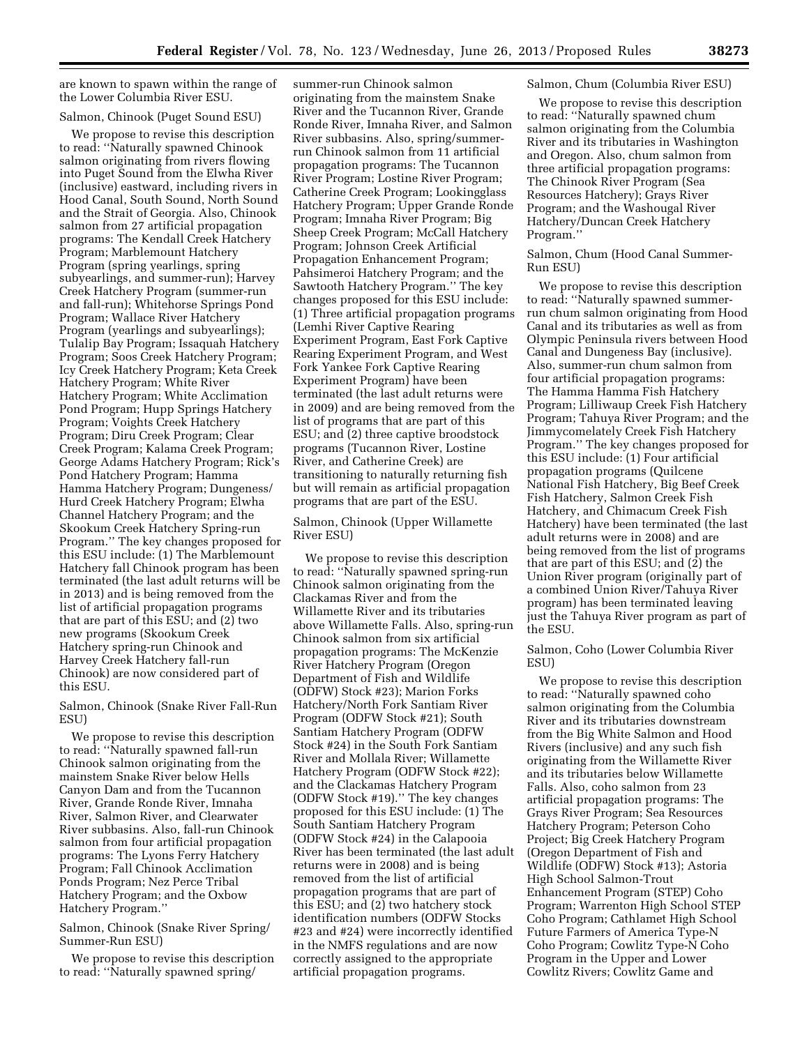are known to spawn within the range of the Lower Columbia River ESU.

Salmon, Chinook (Puget Sound ESU)

We propose to revise this description to read: ''Naturally spawned Chinook salmon originating from rivers flowing into Puget Sound from the Elwha River (inclusive) eastward, including rivers in Hood Canal, South Sound, North Sound and the Strait of Georgia. Also, Chinook salmon from 27 artificial propagation programs: The Kendall Creek Hatchery Program; Marblemount Hatchery Program (spring yearlings, spring subyearlings, and summer-run); Harvey Creek Hatchery Program (summer-run and fall-run); Whitehorse Springs Pond Program; Wallace River Hatchery Program (yearlings and subyearlings); Tulalip Bay Program; Issaquah Hatchery Program; Soos Creek Hatchery Program; Icy Creek Hatchery Program; Keta Creek Hatchery Program; White River Hatchery Program; White Acclimation Pond Program; Hupp Springs Hatchery Program; Voights Creek Hatchery Program; Diru Creek Program; Clear Creek Program; Kalama Creek Program; George Adams Hatchery Program; Rick's Pond Hatchery Program; Hamma Hamma Hatchery Program; Dungeness/Hurd Creek Hatchery Program; Elwha Channel Hatchery Program; and the Skookum Creek Hatchery Spring-run Program.'' The key changes proposed for this ESU include: (1) The Marblemount Hatchery fall Chinook program has been terminated (the last adult returns will be in 2013) and is being removed from the list of artificial propagation programs that are part of this ESU; and (2) two new programs (Skookum Creek Hatchery spring-run Chinook and Harvey Creek Hatchery fall-run Chinook) are now considered part of this ESU.

Salmon, Chinook (Snake River Fall-Run ESU)

We propose to revise this description to read: ''Naturally spawned fall-run Chinook salmon originating from the mainstem Snake River below Hells Canyon Dam and from the Tucannon River, Grande Ronde River, Imnaha River, Salmon River, and Clearwater River subbasins. Also, fall-run Chinook salmon from four artificial propagation programs: The Lyons Ferry Hatchery Program; Fall Chinook Acclimation Ponds Program; Nez Perce Tribal Hatchery Program; and the Oxbow Hatchery Program.''

Salmon, Chinook (Snake River Spring/Summer-Run ESU)

We propose to revise this description to read: ''Naturally spawned spring/summer-run Chinook salmon originating from the mainstem Snake River and the Tucannon River, Grande Ronde River, Imnaha River, and Salmon River subbasins. Also, spring/summer-run Chinook salmon from 11 artificial propagation programs: The Tucannon River Program; Lostine River Program; Catherine Creek Program; Lookingglass Hatchery Program; Upper Grande Ronde Program; Imnaha River Program; Big Sheep Creek Program; McCall Hatchery Program; Johnson Creek Artificial Propagation Enhancement Program; Pahsimeroi Hatchery Program; and the Sawtooth Hatchery Program.'' The key changes proposed for this ESU include: (1) Three artificial propagation programs (Lemhi River Captive Rearing Experiment Program, East Fork Captive Rearing Experiment Program, and West Fork Yankee Fork Captive Rearing Experiment Program) have been terminated (the last adult returns were in 2009) and are being removed from the list of programs that are part of this ESU; and (2) three captive broodstock programs (Tucannon River, Lostine River, and Catherine Creek) are transitioning to naturally returning fish but will remain as artificial propagation programs that are part of the ESU.

Salmon, Chinook (Upper Willamette River ESU)

We propose to revise this description to read: ''Naturally spawned spring-run Chinook salmon originating from the Clackamas River and from the Willamette River and its tributaries above Willamette Falls. Also, spring-run Chinook salmon from six artificial propagation programs: The McKenzie River Hatchery Program (Oregon Department of Fish and Wildlife (ODFW) Stock #23); Marion Forks Hatchery/North Fork Santiam River Program (ODFW Stock #21); South Santiam Hatchery Program (ODFW Stock #24) in the South Fork Santiam River and Mollala River; Willamette Hatchery Program (ODFW Stock #22); and the Clackamas Hatchery Program (ODFW Stock #19).'' The key changes proposed for this ESU include: (1) The South Santiam Hatchery Program (ODFW Stock #24) in the Calapooia River has been terminated (the last adult returns were in 2008) and is being removed from the list of artificial propagation programs that are part of this ESU; and (2) two hatchery stock identification numbers (ODFW Stocks #23 and #24) were incorrectly identified in the NMFS regulations and are now correctly assigned to the appropriate artificial propagation programs.

Salmon, Chum (Columbia River ESU)

We propose to revise this description to read: ''Naturally spawned chum salmon originating from the Columbia River and its tributaries in Washington and Oregon. Also, chum salmon from three artificial propagation programs: The Chinook River Program (Sea Resources Hatchery); Grays River Program; and the Washougal River Hatchery/Duncan Creek Hatchery Program.''

Salmon, Chum (Hood Canal Summer-Run ESU)

We propose to revise this description to read: ''Naturally spawned summer-run chum salmon originating from Hood Canal and its tributaries as well as from Olympic Peninsula rivers between Hood Canal and Dungeness Bay (inclusive). Also, summer-run chum salmon from four artificial propagation programs: The Hamma Hamma Fish Hatchery Program; Lilliwaup Creek Fish Hatchery Program; Tahuya River Program; and the Jimmycomelately Creek Fish Hatchery Program.'' The key changes proposed for this ESU include: (1) Four artificial propagation programs (Quilcene National Fish Hatchery, Big Beef Creek Fish Hatchery, Salmon Creek Fish Hatchery, and Chimacum Creek Fish Hatchery) have been terminated (the last adult returns were in 2008) and are being removed from the list of programs that are part of this ESU; and (2) the Union River program (originally part of a combined Union River/Tahuya River program) has been terminated leaving just the Tahuya River program as part of the ESU.

Salmon, Coho (Lower Columbia River ESU)

We propose to revise this description to read: ''Naturally spawned coho salmon originating from the Columbia River and its tributaries downstream from the Big White Salmon and Hood Rivers (inclusive) and any such fish originating from the Willamette River and its tributaries below Willamette Falls. Also, coho salmon from 23 artificial propagation programs: The Grays River Program; Sea Resources Hatchery Program; Peterson Coho Project; Big Creek Hatchery Program (Oregon Department of Fish and Wildlife (ODFW) Stock #13); Astoria High School Salmon-Trout Enhancement Program (STEP) Coho Program; Warrenton High School STEP Coho Program; Cathlamet High School Future Farmers of America Type-N Coho Program; Cowlitz Type-N Coho Program in the Upper and Lower Cowlitz Rivers; Cowlitz Game and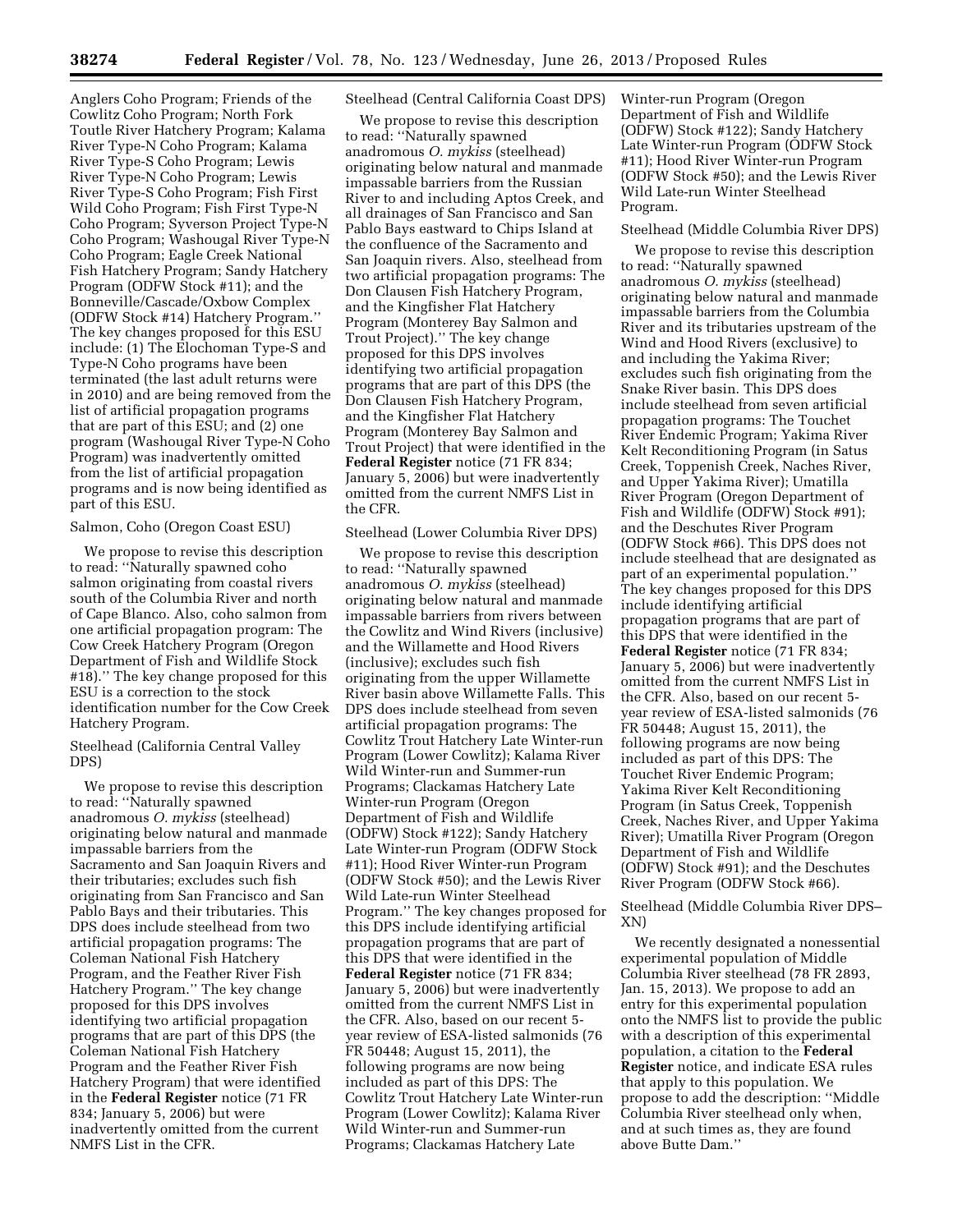Anglers Coho Program; Friends of the Cowlitz Coho Program; North Fork Toutle River Hatchery Program; Kalama River Type-N Coho Program; Kalama River Type-S Coho Program; Lewis River Type-N Coho Program; Lewis River Type-S Coho Program; Fish First Wild Coho Program; Fish First Type-N Coho Program; Syverson Project Type-N Coho Program; Washougal River Type-N Coho Program; Eagle Creek National Fish Hatchery Program; Sandy Hatchery Program (ODFW Stock #11); and the Bonneville/Cascade/Oxbow Complex (ODFW Stock #14) Hatchery Program.'' The key changes proposed for this ESU include: (1) The Elochoman Type-S and Type-N Coho programs have been terminated (the last adult returns were in 2010) and are being removed from the list of artificial propagation programs that are part of this ESU; and (2) one program (Washougal River Type-N Coho Program) was inadvertently omitted from the list of artificial propagation programs and is now being identified as part of this ESU.

Salmon, Coho (Oregon Coast ESU)

We propose to revise this description to read: ''Naturally spawned coho salmon originating from coastal rivers south of the Columbia River and north of Cape Blanco. Also, coho salmon from one artificial propagation program: The Cow Creek Hatchery Program (Oregon Department of Fish and Wildlife Stock #18).'' The key change proposed for this ESU is a correction to the stock identification number for the Cow Creek Hatchery Program.

Steelhead (California Central Valley DPS)

We propose to revise this description to read: ''Naturally spawned anadromous *O. mykiss* (steelhead) originating below natural and manmade impassable barriers from the Sacramento and San Joaquin Rivers and their tributaries; excludes such fish originating from San Francisco and San Pablo Bays and their tributaries. This DPS does include steelhead from two artificial propagation programs: The Coleman National Fish Hatchery Program, and the Feather River Fish Hatchery Program.'' The key change proposed for this DPS involves identifying two artificial propagation programs that are part of this DPS (the Coleman National Fish Hatchery Program and the Feather River Fish Hatchery Program) that were identified in the **Federal Register** notice (71 FR 834; January 5, 2006) but were inadvertently omitted from the current NMFS List in the CFR.

Steelhead (Central California Coast DPS)

We propose to revise this description to read: ''Naturally spawned anadromous *O. mykiss* (steelhead) originating below natural and manmade impassable barriers from the Russian River to and including Aptos Creek, and all drainages of San Francisco and San Pablo Bays eastward to Chips Island at the confluence of the Sacramento and San Joaquin rivers. Also, steelhead from two artificial propagation programs: The Don Clausen Fish Hatchery Program, and the Kingfisher Flat Hatchery Program (Monterey Bay Salmon and Trout Project).'' The key change proposed for this DPS involves identifying two artificial propagation programs that are part of this DPS (the Don Clausen Fish Hatchery Program, and the Kingfisher Flat Hatchery Program (Monterey Bay Salmon and Trout Project) that were identified in the **Federal Register** notice (71 FR 834; January 5, 2006) but were inadvertently omitted from the current NMFS List in the CFR.

Steelhead (Lower Columbia River DPS)

We propose to revise this description to read: ''Naturally spawned anadromous *O. mykiss* (steelhead) originating below natural and manmade impassable barriers from rivers between the Cowlitz and Wind Rivers (inclusive) and the Willamette and Hood Rivers (inclusive); excludes such fish originating from the upper Willamette River basin above Willamette Falls. This DPS does include steelhead from seven artificial propagation programs: The Cowlitz Trout Hatchery Late Winter-run Program (Lower Cowlitz); Kalama River Wild Winter-run and Summer-run Programs; Clackamas Hatchery Late Winter-run Program (Oregon Department of Fish and Wildlife (ODFW) Stock #122); Sandy Hatchery Late Winter-run Program (ODFW Stock #11); Hood River Winter-run Program (ODFW Stock #50); and the Lewis River Wild Late-run Winter Steelhead Program.'' The key changes proposed for this DPS include identifying artificial propagation programs that are part of this DPS that were identified in the **Federal Register** notice (71 FR 834; January 5, 2006) but were inadvertently omitted from the current NMFS List in the CFR. Also, based on our recent 5-year review of ESA-listed salmonids (76 FR 50448; August 15, 2011), the following programs are now being included as part of this DPS: The Cowlitz Trout Hatchery Late Winter-run Program (Lower Cowlitz); Kalama River Wild Winter-run and Summer-run Programs; Clackamas Hatchery Late Winter-run Program (Oregon Department of Fish and Wildlife (ODFW) Stock #122); Sandy Hatchery Late Winter-run Program (ODFW Stock #11); Hood River Winter-run Program (ODFW Stock #50); and the Lewis River Wild Late-run Winter Steelhead Program.

Steelhead (Middle Columbia River DPS)

We propose to revise this description to read: ''Naturally spawned anadromous *O. mykiss* (steelhead) originating below natural and manmade impassable barriers from the Columbia River and its tributaries upstream of the Wind and Hood Rivers (exclusive) to and including the Yakima River; excludes such fish originating from the Snake River basin. This DPS does include steelhead from seven artificial propagation programs: The Touchet River Endemic Program; Yakima River Kelt Reconditioning Program (in Satus Creek, Toppenish Creek, Naches River, and Upper Yakima River); Umatilla River Program (Oregon Department of Fish and Wildlife (ODFW) Stock #91); and the Deschutes River Program (ODFW Stock #66). This DPS does not include steelhead that are designated as part of an experimental population.'' The key changes proposed for this DPS include identifying artificial propagation programs that are part of this DPS that were identified in the **Federal Register** notice (71 FR 834; January 5, 2006) but were inadvertently omitted from the current NMFS List in the CFR. Also, based on our recent 5-year review of ESA-listed salmonids (76 FR 50448; August 15, 2011), the following programs are now being included as part of this DPS: The Touchet River Endemic Program; Yakima River Kelt Reconditioning Program (in Satus Creek, Toppenish Creek, Naches River, and Upper Yakima River); Umatilla River Program (Oregon Department of Fish and Wildlife (ODFW) Stock #91); and the Deschutes River Program (ODFW Stock #66).

Steelhead (Middle Columbia River DPS–XN)

We recently designated a nonessential experimental population of Middle Columbia River steelhead (78 FR 2893, Jan. 15, 2013). We propose to add an entry for this experimental population onto the NMFS list to provide the public with a description of this experimental population, a citation to the **Federal Register** notice, and indicate ESA rules that apply to this population. We propose to add the description: ''Middle Columbia River steelhead only when, and at such times as, they are found above Butte Dam.''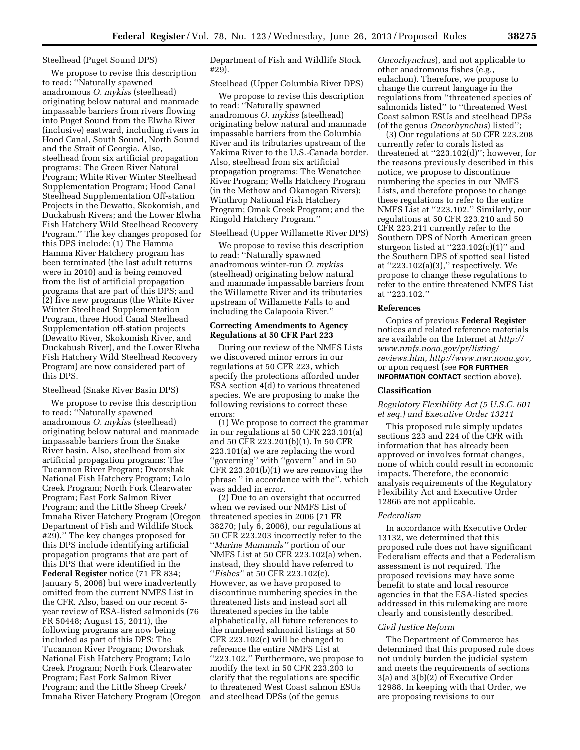Steelhead (Puget Sound DPS)

We propose to revise this description to read: ''Naturally spawned anadromous *O. mykiss* (steelhead) originating below natural and manmade impassable barriers from rivers flowing into Puget Sound from the Elwha River (inclusive) eastward, including rivers in Hood Canal, South Sound, North Sound and the Strait of Georgia. Also, steelhead from six artificial propagation programs: The Green River Natural Program; White River Winter Steelhead Supplementation Program; Hood Canal Steelhead Supplementation Off-station Projects in the Dewatto, Skokomish, and Duckabush Rivers; and the Lower Elwha Fish Hatchery Wild Steelhead Recovery Program.'' The key changes proposed for this DPS include: (1) The Hamma Hamma River Hatchery program has been terminated (the last adult returns were in 2010) and is being removed from the list of artificial propagation programs that are part of this DPS; and (2) five new programs (the White River Winter Steelhead Supplementation Program, three Hood Canal Steelhead Supplementation off-station projects (Dewatto River, Skokomish River, and Duckabush River), and the Lower Elwha Fish Hatchery Wild Steelhead Recovery Program) are now considered part of this DPS.

Steelhead (Snake River Basin DPS)

We propose to revise this description to read: ''Naturally spawned anadromous *O. mykiss* (steelhead) originating below natural and manmade impassable barriers from the Snake River basin. Also, steelhead from six artificial propagation programs: The Tucannon River Program; Dworshak National Fish Hatchery Program; Lolo Creek Program; North Fork Clearwater Program; East Fork Salmon River Program; and the Little Sheep Creek/Imnaha River Hatchery Program (Oregon Department of Fish and Wildlife Stock #29).'' The key changes proposed for this DPS include identifying artificial propagation programs that are part of this DPS that were identified in the **Federal Register** notice (71 FR 834; January 5, 2006) but were inadvertently omitted from the current NMFS List in the CFR. Also, based on our recent 5-year review of ESA-listed salmonids (76 FR 50448; August 15, 2011), the following programs are now being included as part of this DPS: The Tucannon River Program; Dworshak National Fish Hatchery Program; Lolo Creek Program; North Fork Clearwater Program; East Fork Salmon River Program; and the Little Sheep Creek/Imnaha River Hatchery Program (Oregon Department of Fish and Wildlife Stock #29).

Steelhead (Upper Columbia River DPS)

We propose to revise this description to read: ''Naturally spawned anadromous *O. mykiss* (steelhead) originating below natural and manmade impassable barriers from the Columbia River and its tributaries upstream of the Yakima River to the U.S.-Canada border. Also, steelhead from six artificial propagation programs: The Wenatchee River Program; Wells Hatchery Program (in the Methow and Okanogan Rivers); Winthrop National Fish Hatchery Program; Omak Creek Program; and the Ringold Hatchery Program.''

Steelhead (Upper Willamette River DPS)

We propose to revise this description to read: ''Naturally spawned anadromous winter-run *O. mykiss* (steelhead) originating below natural and manmade impassable barriers from the Willamette River and its tributaries upstream of Willamette Falls to and including the Calapooia River.''

**Correcting Amendments to Agency Regulations at 50 CFR Part 223**

During our review of the NMFS Lists we discovered minor errors in our regulations at 50 CFR 223, which specify the protections afforded under ESA section 4(d) to various threatened species. We are proposing to make the following revisions to correct these errors:

(1) We propose to correct the grammar in our regulations at 50 CFR 223.101(a) and 50 CFR 223.201(b)(1). In 50 CFR 223.101(a) we are replacing the word ''governing'' with ''govern'' and in 50 CFR 223.201(b)(1) we are removing the phrase '' in accordance with the'', which was added in error.

(2) Due to an oversight that occurred when we revised our NMFS List of threatened species in 2006 (71 FR 38270; July 6, 2006), our regulations at 50 CFR 223.203 incorrectly refer to the ''*Marine Mammals''* portion of our NMFS List at 50 CFR 223.102(a) when, instead, they should have referred to ''*Fishes''* at 50 CFR 223.102(c). However, as we have proposed to discontinue numbering species in the threatened lists and instead sort all threatened species in the table alphabetically, all future references to the numbered salmonid listings at 50 CFR 223.102(c) will be changed to reference the entire NMFS List at ''223.102.'' Furthermore, we propose to modify the text in 50 CFR 223.203 to clarify that the regulations are specific to threatened West Coast salmon ESUs and steelhead DPSs (of the genus *Oncorhynchus*), and not applicable to other anadromous fishes (e.g., eulachon). Therefore, we propose to change the current language in the regulations from ''threatened species of salmonids listed'' to ''threatened West Coast salmon ESUs and steelhead DPSs (of the genus *Oncorhynchus*) listed'';

(3) Our regulations at 50 CFR 223.208 currently refer to corals listed as threatened at ''223.102(d)''; however, for the reasons previously described in this notice, we propose to discontinue numbering the species in our NMFS Lists, and therefore propose to change these regulations to refer to the entire NMFS List at ''223.102.'' Similarly, our regulations at 50 CFR 223.210 and 50 CFR 223.211 currently refer to the Southern DPS of North American green sturgeon listed at ''223.102(c)(1)'' and the Southern DPS of spotted seal listed at ''223.102(a)(3),'' respectively. We propose to change these regulations to refer to the entire threatened NMFS List at ''223.102.''

**References**

Copies of previous **Federal Register** notices and related reference materials are available on the Internet at *http://www.nmfs.noaa.gov/pr/listing/reviews.htm, http://www.nwr.noaa.gov,* or upon request (see **FOR FURTHER INFORMATION CONTACT** section above).

**Classification**

*Regulatory Flexibility Act (5 U.S.C. 601 et seq.) and Executive Order 13211*

This proposed rule simply updates sections 223 and 224 of the CFR with information that has already been approved or involves format changes, none of which could result in economic impacts. Therefore, the economic analysis requirements of the Regulatory Flexibility Act and Executive Order 12866 are not applicable.

*Federalism*

In accordance with Executive Order 13132, we determined that this proposed rule does not have significant Federalism effects and that a Federalism assessment is not required. The proposed revisions may have some benefit to state and local resource agencies in that the ESA-listed species addressed in this rulemaking are more clearly and consistently described.

*Civil Justice Reform*

The Department of Commerce has determined that this proposed rule does not unduly burden the judicial system and meets the requirements of sections 3(a) and 3(b)(2) of Executive Order 12988. In keeping with that Order, we are proposing revisions to our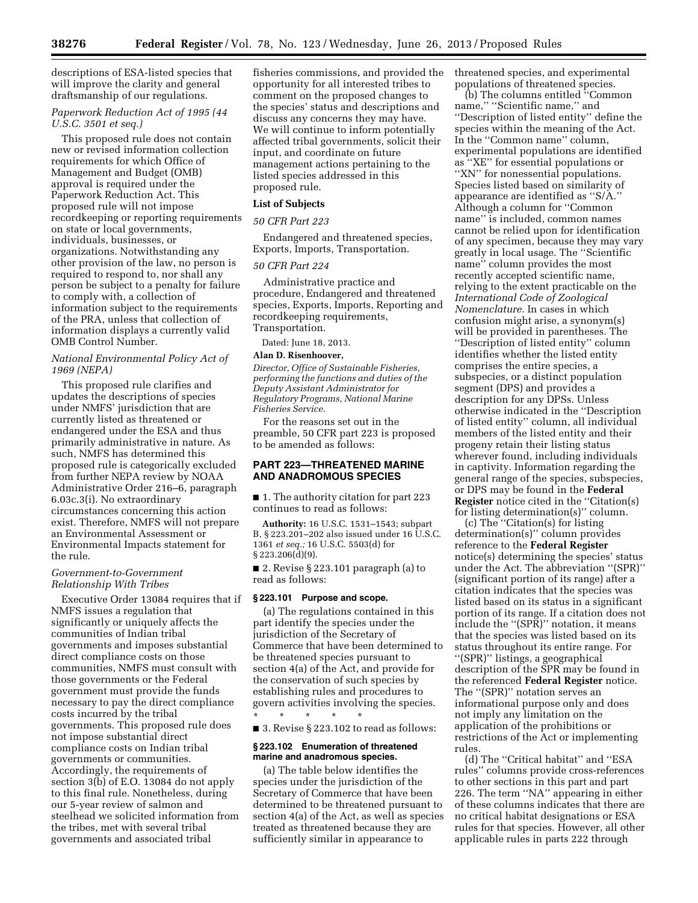descriptions of ESA-listed species that will improve the clarity and general draftsmanship of our regulations.

### *Paperwork Reduction Act of 1995 (44 U.S.C. 3501 et seq.)*

This proposed rule does not contain new or revised information collection requirements for which Office of Management and Budget (OMB) approval is required under the Paperwork Reduction Act. This proposed rule will not impose recordkeeping or reporting requirements on state or local governments, individuals, businesses, or organizations. Notwithstanding any other provision of the law, no person is required to respond to, nor shall any person be subject to a penalty for failure to comply with, a collection of information subject to the requirements of the PRA, unless that collection of information displays a currently valid OMB Control Number.

### *National Environmental Policy Act of 1969 (NEPA)*

This proposed rule clarifies and updates the descriptions of species under NMFS' jurisdiction that are currently listed as threatened or endangered under the ESA and thus primarily administrative in nature. As such, NMFS has determined this proposed rule is categorically excluded from further NEPA review by NOAA Administrative Order 216–6, paragraph 6.03c.3(i). No extraordinary circumstances concerning this action exist. Therefore, NMFS will not prepare an Environmental Assessment or Environmental Impacts statement for the rule.

### *Government-to-Government Relationship With Tribes*

Executive Order 13084 requires that if NMFS issues a regulation that significantly or uniquely affects the communities of Indian tribal governments and imposes substantial direct compliance costs on those communities, NMFS must consult with those governments or the Federal government must provide the funds necessary to pay the direct compliance costs incurred by the tribal governments. This proposed rule does not impose substantial direct compliance costs on Indian tribal governments or communities. Accordingly, the requirements of section 3(b) of E.O. 13084 do not apply to this final rule. Nonetheless, during our 5-year review of salmon and steelhead we solicited information from the tribes, met with several tribal governments and associated tribal fisheries commissions, and provided the opportunity for all interested tribes to comment on the proposed changes to the species' status and descriptions and discuss any concerns they may have. We will continue to inform potentially affected tribal governments, solicit their input, and coordinate on future management actions pertaining to the listed species addressed in this proposed rule.

## List of Subjects

*50 CFR Part 223*

Endangered and threatened species, Exports, Imports, Transportation.

*50 CFR Part 224*

Administrative practice and procedure, Endangered and threatened species, Exports, Imports, Reporting and recordkeeping requirements, Transportation.

Dated: June 18, 2013.

**Alan D. Risenhoover,**

*Director, Office of Sustainable Fisheries, performing the functions and duties of the Deputy Assistant Administrator for Regulatory Programs, National Marine Fisheries Service.*

For the reasons set out in the preamble, 50 CFR part 223 is proposed to be amended as follows:

## PART 223—THREATENED MARINE AND ANADROMOUS SPECIES

■ 1. The authority citation for part 223 continues to read as follows:

**Authority:** 16 U.S.C. 1531–1543; subpart B, § 223.201–202 also issued under 16 U.S.C. 1361 *et seq.;* 16 U.S.C. 5503(d) for § 223.206(d)(9).

■ 2. Revise § 223.101 paragraph (a) to read as follows:

### § 223.101 Purpose and scope.

(a) The regulations contained in this part identify the species under the jurisdiction of the Secretary of Commerce that have been determined to be threatened species pursuant to section 4(a) of the Act, and provide for the conservation of such species by establishing rules and procedures to govern activities involving the species.

\* \* \* \* \*

■ 3. Revise § 223.102 to read as follows:

### § 223.102 Enumeration of threatened marine and anadromous species.

(a) The table below identifies the species under the jurisdiction of the Secretary of Commerce that have been determined to be threatened pursuant to section 4(a) of the Act, as well as species treated as threatened because they are sufficiently similar in appearance to threatened species, and experimental populations of threatened species.

(b) The columns entitled ''Common name,'' ''Scientific name,'' and ''Description of listed entity'' define the species within the meaning of the Act. In the ''Common name'' column, experimental populations are identified as ''XE'' for essential populations or ''XN'' for nonessential populations. Species listed based on similarity of appearance are identified as ''S/A.'' Although a column for ''Common name'' is included, common names cannot be relied upon for identification of any specimen, because they may vary greatly in local usage. The ''Scientific name'' column provides the most recently accepted scientific name, relying to the extent practicable on the *International Code of Zoological Nomenclature.* In cases in which confusion might arise, a synonym(s) will be provided in parentheses. The ''Description of listed entity'' column identifies whether the listed entity comprises the entire species, a subspecies, or a distinct population segment (DPS) and provides a description for any DPSs. Unless otherwise indicated in the ''Description of listed entity'' column, all individual members of the listed entity and their progeny retain their listing status wherever found, including individuals in captivity. Information regarding the general range of the species, subspecies, or DPS may be found in the **Federal Register** notice cited in the ''Citation(s) for listing determination(s)'' column.

(c) The ''Citation(s) for listing determination(s)'' column provides reference to the **Federal Register** notice(s) determining the species' status under the Act. The abbreviation ''(SPR)'' (significant portion of its range) after a citation indicates that the species was listed based on its status in a significant portion of its range. If a citation does not include the ''(SPR)'' notation, it means that the species was listed based on its status throughout its entire range. For ''(SPR)'' listings, a geographical description of the SPR may be found in the referenced **Federal Register** notice. The ''(SPR)'' notation serves an informational purpose only and does not imply any limitation on the application of the prohibitions or restrictions of the Act or implementing rules.

(d) The ''Critical habitat'' and ''ESA rules'' columns provide cross-references to other sections in this part and part 226. The term ''NA'' appearing in either of these columns indicates that there are no critical habitat designations or ESA rules for that species. However, all other applicable rules in parts 222 through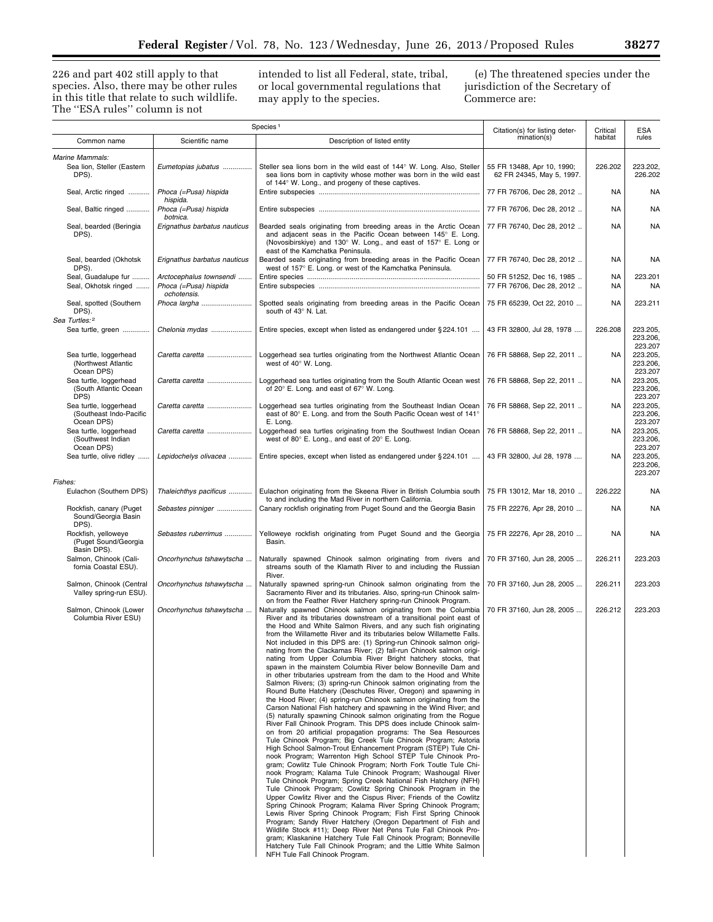226 and part 402 still apply to that species. Also, there may be other rules in this title that relate to such wildlife. The ''ESA rules'' column is not intended to list all Federal, state, tribal, or local governmental regulations that may apply to the species.

(e) The threatened species under the jurisdiction of the Secretary of Commerce are:

| Species[1] | | | Citation(s) for listing determination(s) | Critical habitat | ESA rules |
|---|---|---|---|---|---|
| Common name | Scientific name | Description of listed entity | | | |
| *Marine Mammals:* | | | | | |
| Sea lion, Steller (Eastern DPS). | *Eumetopias jubatus* | Steller sea lions born in the wild east of 144° W. Long. Also, Steller sea lions born in captivity whose mother was born in the wild east of 144° W. Long., and progeny of these captives. | 55 FR 13488, Apr 10, 1990; 62 FR 24345, May 5, 1997. | 226.202 | 223.202, 226.202 |
| Seal, Arctic ringed | *Phoca (=Pusa) hispida hispida.* | Entire subspecies | 77 FR 76706, Dec 28, 2012 | NA | NA |
| Seal, Baltic ringed | *Phoca (=Pusa) hispida botnica.* | Entire subspecies | 77 FR 76706, Dec 28, 2012 | NA | NA |
| Seal, bearded (Beringia DPS). | *Erignathus barbatus nauticus* | Bearded seals originating from breeding areas in the Arctic Ocean and adjacent seas in the Pacific Ocean between 145° E. Long. (Novosibirskiye) and 130° W. Long., and east of 157° E. Long or east of the Kamchatka Peninsula. | 77 FR 76740, Dec 28, 2012 | NA | NA |
| Seal, bearded (Okhotsk DPS). | *Erignathus barbatus nauticus* | Bearded seals originating from breeding areas in the Pacific Ocean west of 157° E. Long. or west of the Kamchatka Peninsula. | 77 FR 76740, Dec 28, 2012 | NA | NA |
| Seal, Guadalupe fur | *Arctocephalus townsendi* | Entire species | 50 FR 51252, Dec 16, 1985 | NA | 223.201 |
| Seal, Okhotsk ringed | *Phoca (=Pusa) hispida ochotensis.* | Entire subspecies | 77 FR 76706, Dec 28, 2012 | NA | NA |
| Seal, spotted (Southern DPS). | *Phoca largha* | Spotted seals originating from breeding areas in the Pacific Ocean south of 43° N. Lat. | 75 FR 65239, Oct 22, 2010 | NA | 223.211 |
| *Sea Turtles:*[2] | | | | | |
| Sea turtle, green | *Chelonia mydas* | Entire species, except when listed as endangered under § 224.101 | 43 FR 32800, Jul 28, 1978 | 226.208 | 223.205, 223.206, 223.207 |
| Sea turtle, loggerhead (Northwest Atlantic Ocean DPS) | *Caretta caretta* | Loggerhead sea turtles originating from the Northwest Atlantic Ocean west of 40° W. Long. | 76 FR 58868, Sep 22, 2011 | NA | 223.205, 223.206, 223.207 |
| Sea turtle, loggerhead (South Atlantic Ocean DPS) | *Caretta caretta* | Loggerhead sea turtles originating from the South Atlantic Ocean west of 20° E. Long. and east of 67° W. Long. | 76 FR 58868, Sep 22, 2011 | NA | 223.205, 223.206, 223.207 |
| Sea turtle, loggerhead (Southeast Indo-Pacific Ocean DPS) | *Caretta caretta* | Loggerhead sea turtles originating from the Southeast Indian Ocean east of 80° E. Long. and from the South Pacific Ocean west of 141° E. Long. | 76 FR 58868, Sep 22, 2011 | NA | 223.205, 223.206, 223.207 |
| Sea turtle, loggerhead (Southwest Indian Ocean DPS) | *Caretta caretta* | Loggerhead sea turtles originating from the Southwest Indian Ocean west of 80° E. Long., and east of 20° E. Long. | 76 FR 58868, Sep 22, 2011 | NA | 223.205, 223.206, 223.207 |
| Sea turtle, olive ridley | *Lepidochelys olivacea* | Entire species, except when listed as endangered under § 224.101 | 43 FR 32800, Jul 28, 1978 | NA | 223.205, 223.206, 223.207 |
| *Fishes:* | | | | | |
| Eulachon (Southern DPS) | *Thaleichthys pacificus* | Eulachon originating from the Skeena River in British Columbia south to and including the Mad River in northern California. | 75 FR 13012, Mar 18, 2010 | 226.222 | NA |
| Rockfish, canary (Puget Sound/Georgia Basin DPS). | *Sebastes pinniger* | Canary rockfish originating from Puget Sound and the Georgia Basin | 75 FR 22276, Apr 28, 2010 | NA | NA |
| Rockfish, yelloweye (Puget Sound/Georgia Basin DPS). | *Sebastes ruberrimus* | Yelloweye rockfish originating from Puget Sound and the Georgia Basin. | 75 FR 22276, Apr 28, 2010 | NA | NA |
| Salmon, Chinook (California Coastal ESU). | *Oncorhynchus tshawytscha* | Naturally spawned Chinook salmon originating from rivers and streams south of the Klamath River to and including the Russian River. | 70 FR 37160, Jun 28, 2005 | 226.211 | 223.203 |
| Salmon, Chinook (Central Valley spring-run ESU). | *Oncorhynchus tshawytscha* | Naturally spawned spring-run Chinook salmon originating from the Sacramento River and its tributaries. Also, spring-run Chinook salmon from the Feather River Hatchery spring-run Chinook Program. | 70 FR 37160, Jun 28, 2005 | 226.211 | 223.203 |
| Salmon, Chinook (Lower Columbia River ESU) | *Oncorhynchus tshawytscha* | Naturally spawned Chinook salmon originating from the Columbia River and its tributaries downstream of a transitional point east of the Hood and White Salmon Rivers, and any such fish originating from the Willamette River and its tributaries below Willamette Falls. Not included in this DPS are: (1) Spring-run Chinook salmon originating from the Clackamas River; (2) fall-run Chinook salmon originating from Upper Columbia River Bright hatchery stocks, that spawn in the mainstem Columbia River below Bonneville Dam and in other tributaries upstream from the dam to the Hood and White Salmon Rivers; (3) spring-run Chinook salmon originating from the Round Butte Hatchery (Deschutes River, Oregon) and spawning in the Hood River; (4) spring-run Chinook salmon originating from the Carson National Fish hatchery and spawning in the Wind River; and (5) naturally spawning Chinook salmon originating from the Rogue River Fall Chinook Program. This DPS does include Chinook salmon from 20 artificial propagation programs: The Sea Resources Tule Chinook Program; Big Creek Tule Chinook Program; Astoria High School Salmon-Trout Enhancement Program (STEP) Tule Chinook Program; Warrenton High School STEP Tule Chinook Program; Cowlitz Tule Chinook Program; North Fork Toutle Tule Chinook Program; Kalama Tule Chinook Program; Washougal River Tule Chinook Program; Spring Creek National Fish Hatchery (NFH) Tule Chinook Program; Cowlitz Spring Chinook Program in the Upper Cowlitz River and the Cispus River; Friends of the Cowlitz Spring Chinook Program; Kalama River Spring Chinook Program; Lewis River Spring Chinook Program; Fish First Spring Chinook Program; Sandy River Hatchery (Oregon Department of Fish and Wildlife Stock #11); Deep River Net Pens Tule Fall Chinook Program; Klaskanine Hatchery Tule Fall Chinook Program; Bonneville Hatchery Tule Fall Chinook Program; and the Little White Salmon NFH Tule Fall Chinook Program. | 70 FR 37160, Jun 28, 2005 | 226.212 | 223.203 |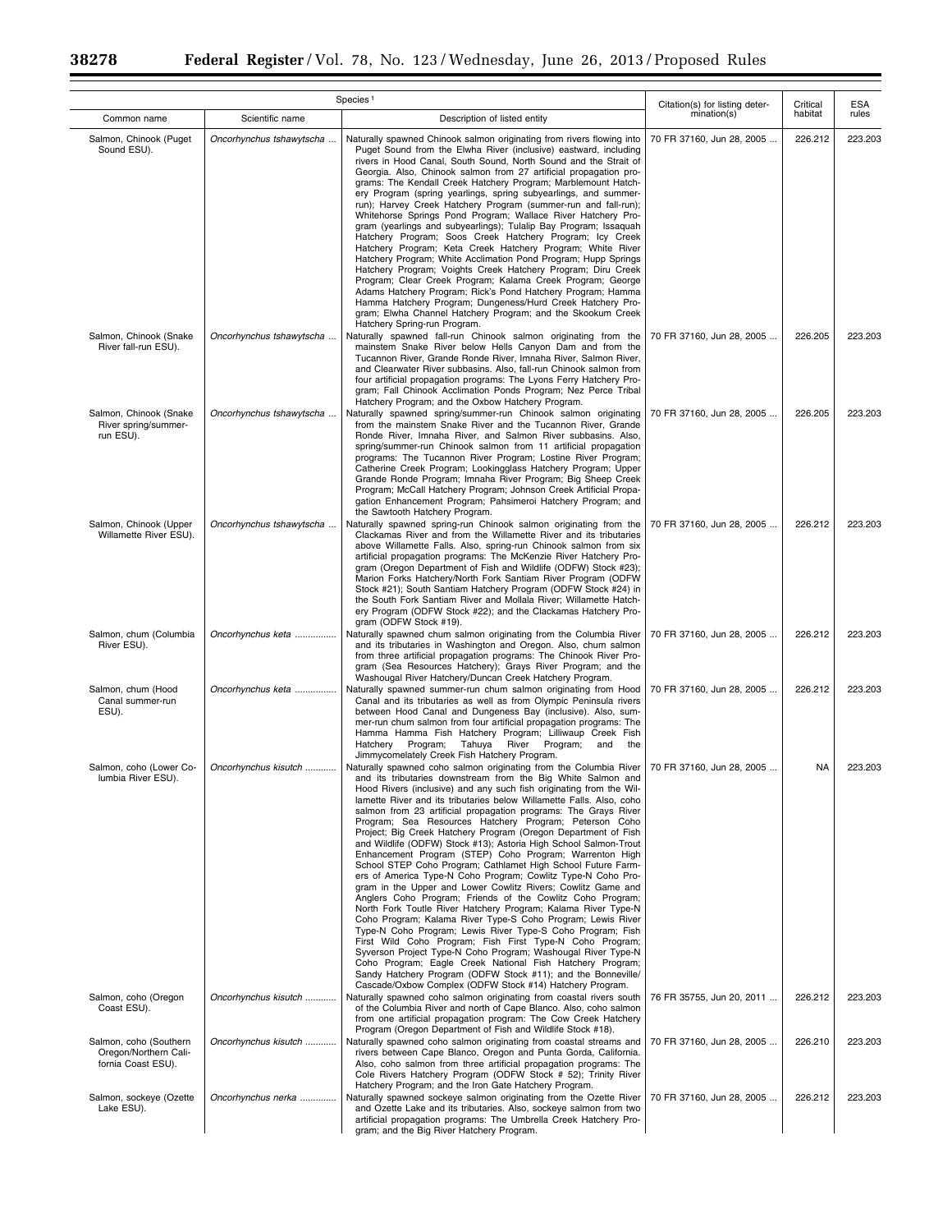| Species[1] | | | Citation(s) for listing determination(s) | Critical habitat | ESA rules |
|---|---|---|---|---|---|
| Common name | Scientific name | Description of listed entity | | | |
| Salmon, Chinook (Puget Sound ESU). | *Oncorhynchus tshawytscha* ... | Naturally spawned Chinook salmon originating from rivers flowing into Puget Sound from the Elwha River (inclusive) eastward, including rivers in Hood Canal, South Sound, North Sound and the Strait of Georgia. Also, Chinook salmon from 27 artificial propagation programs: The Kendall Creek Hatchery Program; Marblemount Hatchery Program (spring yearlings, spring subyearlings, and summer-run); Harvey Creek Hatchery Program (summer-run and fall-run); Whitehorse Springs Pond Program; Wallace River Hatchery Program (yearlings and subyearlings); Tulalip Bay Program; Issaquah Hatchery Program; Soos Creek Hatchery Program; Icy Creek Hatchery Program; Keta Creek Hatchery Program; White River Hatchery Program; White Acclimation Pond Program; Hupp Springs Hatchery Program; Voights Creek Hatchery Program; Diru Creek Program; Clear Creek Program; Kalama Creek Program; George Adams Hatchery Program; Rick's Pond Hatchery Program; Hamma Hamma Hatchery Program; Dungeness/Hurd Creek Hatchery Program; Elwha Channel Hatchery Program; and the Skookum Creek Hatchery Spring-run Program. | 70 FR 37160, Jun 28, 2005 ... | 226.212 | 223.203 |
| Salmon, Chinook (Snake River fall-run ESU). | *Oncorhynchus tshawytscha* ... | Naturally spawned fall-run Chinook salmon originating from the mainstem Snake River below Hells Canyon Dam and from the Tucannon River, Grande Ronde River, Imnaha River, Salmon River, and Clearwater River subbasins. Also, fall-run Chinook salmon from four artificial propagation programs: The Lyons Ferry Hatchery Program; Fall Chinook Acclimation Ponds Program; Nez Perce Tribal Hatchery Program; and the Oxbow Hatchery Program. | 70 FR 37160, Jun 28, 2005 ... | 226.205 | 223.203 |
| Salmon, Chinook (Snake River spring/summer-run ESU). | *Oncorhynchus tshawytscha* ... | Naturally spawned spring/summer-run Chinook salmon originating from the mainstem Snake River and the Tucannon River, Grande Ronde River, Imnaha River, and Salmon River subbasins. Also, spring/summer-run Chinook salmon from 11 artificial propagation programs: The Tucannon River Program; Lostine River Program; Catherine Creek Program; Lookingglass Hatchery Program; Upper Grande Ronde Program; Imnaha River Program; Big Sheep Creek Program; McCall Hatchery Program; Johnson Creek Artificial Propagation Enhancement Program; Pahsimeroi Hatchery Program; and the Sawtooth Hatchery Program. | 70 FR 37160, Jun 28, 2005 ... | 226.205 | 223.203 |
| Salmon, Chinook (Upper Willamette River ESU). | *Oncorhynchus tshawytscha* ... | Naturally spawned spring-run Chinook salmon originating from the Clackamas River and from the Willamette River and its tributaries above Willamette Falls. Also, spring-run Chinook salmon from six artificial propagation programs: The McKenzie River Hatchery Program (Oregon Department of Fish and Wildlife (ODFW) Stock #23); Marion Forks Hatchery/North Fork Santiam River Program (ODFW Stock #21); South Santiam Hatchery Program (ODFW Stock #24) in the South Fork Santiam River and Mollala River; Willamette Hatchery Program (ODFW Stock #22); and the Clackamas Hatchery Program (ODFW Stock #19). | 70 FR 37160, Jun 28, 2005 ... | 226.212 | 223.203 |
| Salmon, chum (Columbia River ESU). | *Oncorhynchus keta* ................ | Naturally spawned chum salmon originating from the Columbia River and its tributaries in Washington and Oregon. Also, chum salmon from three artificial propagation programs: The Chinook River Program (Sea Resources Hatchery); Grays River Program; and the Washougal River Hatchery/Duncan Creek Hatchery Program. | 70 FR 37160, Jun 28, 2005 ... | 226.212 | 223.203 |
| Salmon, chum (Hood Canal summer-run ESU). | *Oncorhynchus keta* ................ | Naturally spawned summer-run chum salmon originating from Hood Canal and its tributaries as well as from Olympic Peninsula rivers between Hood Canal and Dungeness Bay (inclusive). Also, summer-run chum salmon from four artificial propagation programs: The Hamma Hamma Fish Hatchery Program; Lilliwaup Creek Fish Hatchery Program; Tahuya River Program; and the Jimmycomelately Creek Fish Hatchery Program. | 70 FR 37160, Jun 28, 2005 ... | 226.212 | 223.203 |
| Salmon, coho (Lower Columbia River ESU). | *Oncorhynchus kisutch* ............ | Naturally spawned coho salmon originating from the Columbia River and its tributaries downstream from the Big White Salmon and Hood Rivers (inclusive) and any such fish originating from the Willamette River and its tributaries below Willamette Falls. Also, coho salmon from 23 artificial propagation programs: The Grays River Program; Sea Resources Hatchery Program; Peterson Coho Project; Big Creek Hatchery Program (Oregon Department of Fish and Wildlife (ODFW) Stock #13); Astoria High School Salmon-Trout Enhancement Program (STEP) Coho Program; Warrenton High School STEP Coho Program; Cathlamet High School Future Farmers of America Type-N Coho Program; Cowlitz Type-N Coho Program in the Upper and Lower Cowlitz Rivers; Cowlitz Game and Anglers Coho Program; Friends of the Cowlitz Coho Program; North Fork Toutle River Hatchery Program; Kalama River Type-N Coho Program; Kalama River Type-S Coho Program; Lewis River Type-N Coho Program; Lewis River Type-S Coho Program; Fish First Wild Coho Program; Fish First Type-N Coho Program; Syverson Project Type-N Coho Program; Washougal River Type-N Coho Program; Eagle Creek National Fish Hatchery Program; Sandy Hatchery Program (ODFW Stock #11); and the Bonneville/Cascade/Oxbow Complex (ODFW Stock #14) Hatchery Program. | 70 FR 37160, Jun 28, 2005 ... | NA | 223.203 |
| Salmon, coho (Oregon Coast ESU). | *Oncorhynchus kisutch* ............ | Naturally spawned coho salmon originating from coastal rivers south of the Columbia River and north of Cape Blanco. Also, coho salmon from one artificial propagation program: The Cow Creek Hatchery Program (Oregon Department of Fish and Wildlife Stock #18). | 76 FR 35755, Jun 20, 2011 ... | 226.212 | 223.203 |
| Salmon, coho (Southern Oregon/Northern California Coast ESU). | *Oncorhynchus kisutch* ............ | Naturally spawned coho salmon originating from coastal streams and rivers between Cape Blanco, Oregon and Punta Gorda, California. Also, coho salmon from three artificial propagation programs: The Cole Rivers Hatchery Program (ODFW Stock # 52); Trinity River Hatchery Program; and the Iron Gate Hatchery Program. | 70 FR 37160, Jun 28, 2005 ... | 226.210 | 223.203 |
| Salmon, sockeye (Ozette Lake ESU). | *Oncorhynchus nerka* .............. | Naturally spawned sockeye salmon originating from the Ozette River and Ozette Lake and its tributaries. Also, sockeye salmon from two artificial propagation programs: The Umbrella Creek Hatchery Program; and the Big River Hatchery Program. | 70 FR 37160, Jun 28, 2005 ... | 226.212 | 223.203 |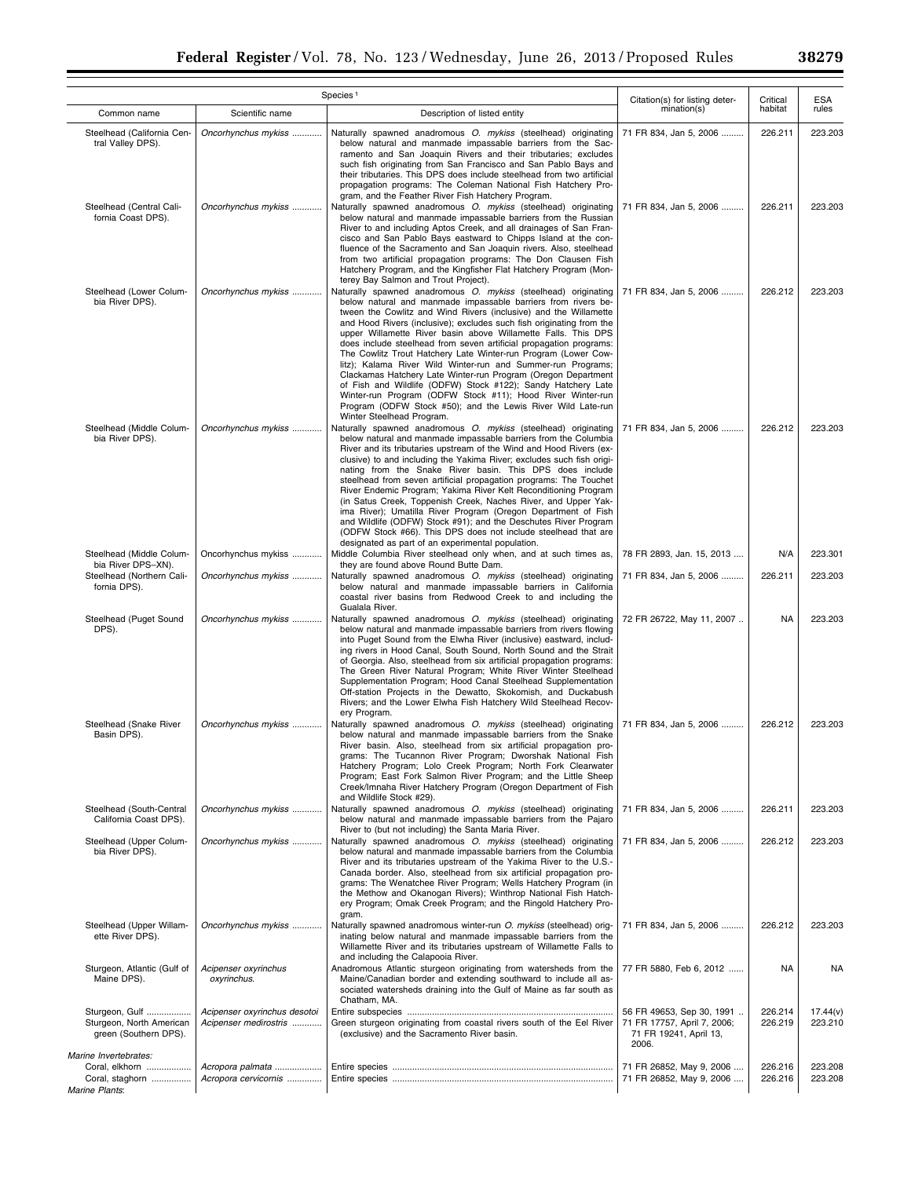| Species [1] | | | Citation(s) for listing determination(s) | Critical habitat | ESA rules |
|---|---|---|---|---|---|
| Common name | Scientific name | Description of listed entity | | | |
| Steelhead (California Central Valley DPS). | *Oncorhynchus mykiss* | Naturally spawned anadromous *O. mykiss* (steelhead) originating below natural and manmade impassable barriers from the Sacramento and San Joaquin Rivers and their tributaries; excludes such fish originating from San Francisco and San Pablo Bays and their tributaries. This DPS does include steelhead from two artificial propagation programs: The Coleman National Fish Hatchery Program, and the Feather River Fish Hatchery Program. | 71 FR 834, Jan 5, 2006 | 226.211 | 223.203 |
| Steelhead (Central California Coast DPS). | *Oncorhynchus mykiss* | Naturally spawned anadromous *O. mykiss* (steelhead) originating below natural and manmade impassable barriers from the Russian River to and including Aptos Creek, and all drainages of San Francisco and San Pablo Bays eastward to Chipps Island at the confluence of the Sacramento and San Joaquin rivers. Also, steelhead from two artificial propagation programs: The Don Clausen Fish Hatchery Program, and the Kingfisher Flat Hatchery Program (Monterey Bay Salmon and Trout Project). | 71 FR 834, Jan 5, 2006 | 226.211 | 223.203 |
| Steelhead (Lower Columbia River DPS). | *Oncorhynchus mykiss* | Naturally spawned anadromous *O. mykiss* (steelhead) originating below natural and manmade impassable barriers from rivers between the Cowlitz and Wind Rivers (inclusive) and the Willamette and Hood Rivers (inclusive); excludes such fish originating from the upper Willamette River basin above Willamette Falls. This DPS does include steelhead from seven artificial propagation programs: The Cowlitz Trout Hatchery Late Winter-run Program (Lower Cowlitz); Kalama River Wild Winter-run and Summer-run Programs; Clackamas Hatchery Late Winter-run Program (Oregon Department of Fish and Wildlife (ODFW) Stock #122); Sandy Hatchery Late Winter-run Program (ODFW Stock #11); Hood River Winter-run Program (ODFW Stock #50); and the Lewis River Wild Late-run Winter Steelhead Program. | 71 FR 834, Jan 5, 2006 | 226.212 | 223.203 |
| Steelhead (Middle Columbia River DPS). | *Oncorhynchus mykiss* | Naturally spawned anadromous *O. mykiss* (steelhead) originating below natural and manmade impassable barriers from the Columbia River and its tributaries upstream of the Wind and Hood Rivers (exclusive) to and including the Yakima River; excludes such fish originating from the Snake River basin. This DPS does include steelhead from seven artificial propagation programs: The Touchet River Endemic Program; Yakima River Kelt Reconditioning Program (in Satus Creek, Toppenish Creek, Naches River, and Upper Yakima River); Umatilla River Program (Oregon Department of Fish and Wildlife (ODFW) Stock #91); and the Deschutes River Program (ODFW Stock #66). This DPS does not include steelhead that are designated as part of an experimental population. | 71 FR 834, Jan 5, 2006 | 226.212 | 223.203 |
| Steelhead (Middle Columbia River DPS–XN). | Oncorhynchus mykiss | Middle Columbia River steelhead only when, and at such times as, they are found above Round Butte Dam. | 78 FR 2893, Jan. 15, 2013 | N/A | 223.301 |
| Steelhead (Northern California DPS). | *Oncorhynchus mykiss* | Naturally spawned anadromous *O. mykiss* (steelhead) originating below natural and manmade impassable barriers in California coastal river basins from Redwood Creek to and including the Gualala River. | 71 FR 834, Jan 5, 2006 | 226.211 | 223.203 |
| Steelhead (Puget Sound DPS). | *Oncorhynchus mykiss* | Naturally spawned anadromous *O. mykiss* (steelhead) originating below natural and manmade impassable barriers from rivers flowing into Puget Sound from the Elwha River (inclusive) eastward, including rivers in Hood Canal, South Sound, North Sound and the Strait of Georgia. Also, steelhead from six artificial propagation programs: The Green River Natural Program; White River Winter Steelhead Supplementation Program; Hood Canal Steelhead Supplementation Off-station Projects in the Dewatto, Skokomish, and Duckabush Rivers; and the Lower Elwha Fish Hatchery Wild Steelhead Recovery Program. | 72 FR 26722, May 11, 2007 | NA | 223.203 |
| Steelhead (Snake River Basin DPS). | *Oncorhynchus mykiss* | Naturally spawned anadromous *O. mykiss* (steelhead) originating below natural and manmade impassable barriers from the Snake River basin. Also, steelhead from six artificial propagation programs: The Tucannon River Program; Dworshak National Fish Hatchery Program; Lolo Creek Program; North Fork Clearwater Program; East Fork Salmon River Program; and the Little Sheep Creek/Imnaha River Hatchery Program (Oregon Department of Fish and Wildlife Stock #29). | 71 FR 834, Jan 5, 2006 | 226.212 | 223.203 |
| Steelhead (South-Central California Coast DPS). | *Oncorhynchus mykiss* | Naturally spawned anadromous *O. mykiss* (steelhead) originating below natural and manmade impassable barriers from the Pajaro River to (but not including) the Santa Maria River. | 71 FR 834, Jan 5, 2006 | 226.211 | 223.203 |
| Steelhead (Upper Columbia River DPS). | *Oncorhynchus mykiss* | Naturally spawned anadromous *O. mykiss* (steelhead) originating below natural and manmade impassable barriers from the Columbia River and its tributaries upstream of the Yakima River to the U.S.-Canada border. Also, steelhead from six artificial propagation programs: The Wenatchee River Program; Wells Hatchery Program (in the Methow and Okanogan Rivers); Winthrop National Fish Hatchery Program; Omak Creek Program; and the Ringold Hatchery Program. | 71 FR 834, Jan 5, 2006 | 226.212 | 223.203 |
| Steelhead (Upper Willamette River DPS). | *Oncorhynchus mykiss* | Naturally spawned anadromous winter-run *O. mykiss* (steelhead) originating below natural and manmade impassable barriers from the Willamette River and its tributaries upstream of Willamette Falls to and including the Calapooia River. | 71 FR 834, Jan 5, 2006 | 226.212 | 223.203 |
| Sturgeon, Atlantic (Gulf of Maine DPS). | *Acipenser oxyrinchus oxyrinchus.* | Anadromous Atlantic sturgeon originating from watersheds from the Maine/Canadian border and extending southward to include all associated watersheds draining into the Gulf of Maine as far south as Chatham, MA. | 77 FR 5880, Feb 6, 2012 | NA | NA |
| Sturgeon, Gulf | *Acipenser oxyrinchus desotoi* | Entire subspecies | 56 FR 49653, Sep 30, 1991 | 226.214 | 17.44(v) |
| Sturgeon, North American green (Southern DPS). | *Acipenser medirostris* | Green sturgeon originating from coastal rivers south of the Eel River (exclusive) and the Sacramento River basin. | 71 FR 17757, April 7, 2006; 71 FR 19241, April 13, 2006. | 226.219 | 223.210 |
| *Marine Invertebrates:* | | | | | |
| Coral, elkhorn | *Acropora palmata* | Entire species | 71 FR 26852, May 9, 2006 | 226.216 | 223.208 |
| Coral, staghorn | *Acropora cervicornis* | Entire species | 71 FR 26852, May 9, 2006 | 226.216 | 223.208 |
| *Marine Plants*: | | | | | |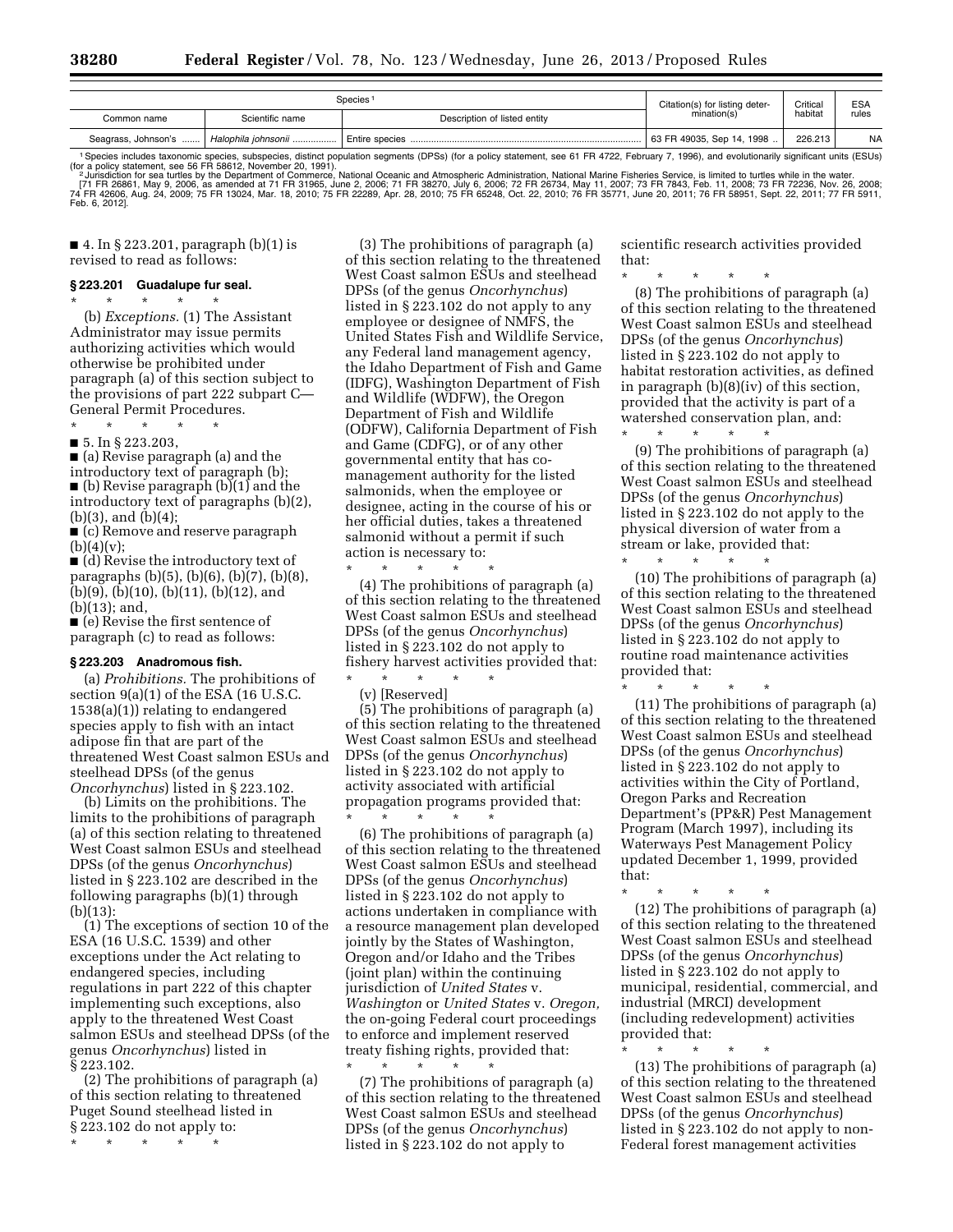| Species[1] | | | Citation(s) for listing determination(s) | Critical habitat | ESA rules |
|---|---|---|---|---|---|
| Common name | Scientific name | Description of listed entity | | | |
| Seagrass, Johnson's ....... | *Halophila johnsonii* ................ | Entire species ........................................................................................ | 63 FR 49035, Sep 14, 1998 .. | 226.213 | NA |

[1] Species includes taxonomic species, subspecies, distinct population segments (DPSs) (for a policy statement, see 61 FR 4722, February 7, 1996), and evolutionarily significant units (ESUs) (for a policy statement, see 56 FR 58612, November 20, 1991).

[2] Jurisdiction for sea turtles by the Department of Commerce, National Oceanic and Atmospheric Administration, National Marine Fisheries Service, is limited to turtles while in the water.

[71 FR 26861, May 9, 2006, as amended at 71 FR 31965, June 2, 2006; 71 FR 38270, July 6, 2006; 72 FR 26734, May 11, 2007; 73 FR 7843, Feb. 11, 2008; 73 FR 72236, Nov. 26, 2008; 74 FR 42606, Aug. 24, 2009; 75 FR 13024, Mar. 18, 2010; 75 FR 22289, Apr. 28, 2010; 75 FR 65248, Oct. 22, 2010; 76 FR 35771, June 20, 2011; 76 FR 58951, Sept. 22, 2011; 77 FR 5911, Feb. 6, 2012].

■ 4. In § 223.201, paragraph (b)(1) is revised to read as follows:

### § 223.201 Guadalupe fur seal.

\* \* \* \* \*

(b) *Exceptions.* (1) The Assistant Administrator may issue permits authorizing activities which would otherwise be prohibited under paragraph (a) of this section subject to the provisions of part 222 subpart C—General Permit Procedures.

\* \* \* \* \*

■ 5. In § 223.203,

■ (a) Revise paragraph (a) and the introductory text of paragraph (b);

■ (b) Revise paragraph (b)(1) and the introductory text of paragraphs (b)(2), (b)(3), and (b)(4);

■ (c) Remove and reserve paragraph (b)(4)(v);

■ (d) Revise the introductory text of paragraphs (b)(5), (b)(6), (b)(7), (b)(8), (b)(9), (b)(10), (b)(11), (b)(12), and (b)(13); and,

■ (e) Revise the first sentence of paragraph (c) to read as follows:

### § 223.203 Anadromous fish.

(a) *Prohibitions.* The prohibitions of section 9(a)(1) of the ESA (16 U.S.C. 1538(a)(1)) relating to endangered species apply to fish with an intact adipose fin that are part of the threatened West Coast salmon ESUs and steelhead DPSs (of the genus *Oncorhynchus*) listed in § 223.102.

(b) Limits on the prohibitions. The limits to the prohibitions of paragraph (a) of this section relating to threatened West Coast salmon ESUs and steelhead DPSs (of the genus *Oncorhynchus*) listed in § 223.102 are described in the following paragraphs (b)(1) through (b)(13):

(1) The exceptions of section 10 of the ESA (16 U.S.C. 1539) and other exceptions under the Act relating to endangered species, including regulations in part 222 of this chapter implementing such exceptions, also apply to the threatened West Coast salmon ESUs and steelhead DPSs (of the genus *Oncorhynchus*) listed in § 223.102.

(2) The prohibitions of paragraph (a) of this section relating to threatened Puget Sound steelhead listed in § 223.102 do not apply to:

\* \* \* \* \*

(3) The prohibitions of paragraph (a) of this section relating to the threatened West Coast salmon ESUs and steelhead DPSs (of the genus *Oncorhynchus*) listed in § 223.102 do not apply to any employee or designee of NMFS, the United States Fish and Wildlife Service, any Federal land management agency, the Idaho Department of Fish and Game (IDFG), Washington Department of Fish and Wildlife (WDFW), the Oregon Department of Fish and Wildlife (ODFW), California Department of Fish and Game (CDFG), or of any other governmental entity that has co-management authority for the listed salmonids, when the employee or designee, acting in the course of his or her official duties, takes a threatened salmonid without a permit if such action is necessary to:

\* \* \* \* \*

(4) The prohibitions of paragraph (a) of this section relating to the threatened West Coast salmon ESUs and steelhead DPSs (of the genus *Oncorhynchus*) listed in § 223.102 do not apply to fishery harvest activities provided that:

\* \* \* \* \*

(v) [Reserved]

(5) The prohibitions of paragraph (a) of this section relating to the threatened West Coast salmon ESUs and steelhead DPSs (of the genus *Oncorhynchus*) listed in § 223.102 do not apply to activity associated with artificial propagation programs provided that:

\* \* \* \* \*

(6) The prohibitions of paragraph (a) of this section relating to the threatened West Coast salmon ESUs and steelhead DPSs (of the genus *Oncorhynchus*) listed in § 223.102 do not apply to actions undertaken in compliance with a resource management plan developed jointly by the States of Washington, Oregon and/or Idaho and the Tribes (joint plan) within the continuing jurisdiction of *United States* v. *Washington* or *United States* v. *Oregon,* the on-going Federal court proceedings to enforce and implement reserved treaty fishing rights, provided that:

\* \* \* \* \*

(7) The prohibitions of paragraph (a) of this section relating to the threatened West Coast salmon ESUs and steelhead DPSs (of the genus *Oncorhynchus*) listed in § 223.102 do not apply to scientific research activities provided that:

\* \* \* \* \*

(8) The prohibitions of paragraph (a) of this section relating to the threatened West Coast salmon ESUs and steelhead DPSs (of the genus *Oncorhynchus*) listed in § 223.102 do not apply to habitat restoration activities, as defined in paragraph (b)(8)(iv) of this section, provided that the activity is part of a watershed conservation plan, and:

\* \* \* \* \*

(9) The prohibitions of paragraph (a) of this section relating to the threatened West Coast salmon ESUs and steelhead DPSs (of the genus *Oncorhynchus*) listed in § 223.102 do not apply to the physical diversion of water from a stream or lake, provided that:

\* \* \* \* \*

(10) The prohibitions of paragraph (a) of this section relating to the threatened West Coast salmon ESUs and steelhead DPSs (of the genus *Oncorhynchus*) listed in § 223.102 do not apply to routine road maintenance activities provided that:

\* \* \* \* \*

(11) The prohibitions of paragraph (a) of this section relating to the threatened West Coast salmon ESUs and steelhead DPSs (of the genus *Oncorhynchus*) listed in § 223.102 do not apply to activities within the City of Portland, Oregon Parks and Recreation Department's (PP&R) Pest Management Program (March 1997), including its Waterways Pest Management Policy updated December 1, 1999, provided that:

\* \* \* \* \*

(12) The prohibitions of paragraph (a) of this section relating to the threatened West Coast salmon ESUs and steelhead DPSs (of the genus *Oncorhynchus*) listed in § 223.102 do not apply to municipal, residential, commercial, and industrial (MRCI) development (including redevelopment) activities provided that:

\* \* \* \* \*

(13) The prohibitions of paragraph (a) of this section relating to the threatened West Coast salmon ESUs and steelhead DPSs (of the genus *Oncorhynchus*) listed in § 223.102 do not apply to non-Federal forest management activities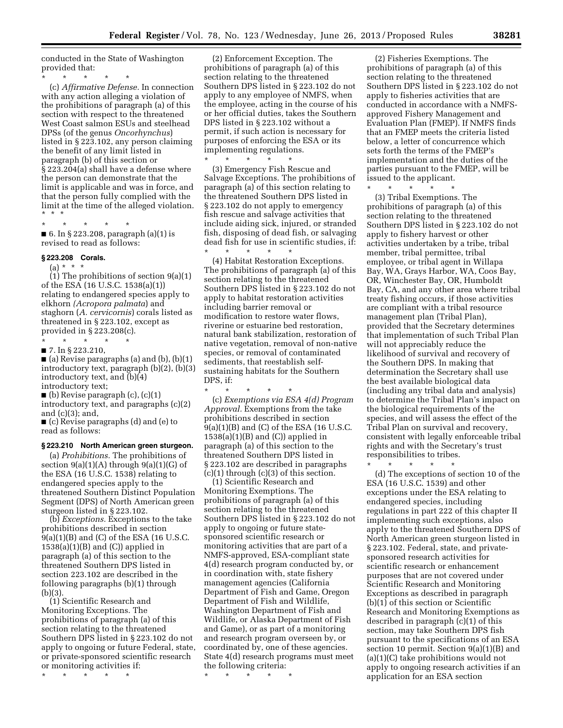conducted in the State of Washington provided that:

\* \* \* \* \*

(c) *Affirmative Defense.* In connection with any action alleging a violation of the prohibitions of paragraph (a) of this section with respect to the threatened West Coast salmon ESUs and steelhead DPSs (of the genus *Oncorhynchus*) listed in § 223.102, any person claiming the benefit of any limit listed in paragraph (b) of this section or § 223.204(a) shall have a defense where the person can demonstrate that the limit is applicable and was in force, and that the person fully complied with the limit at the time of the alleged violation. \* \* \*

\* \* \* \* \*

■ 6. In § 223.208, paragraph (a)(1) is revised to read as follows:

### § 223.208 Corals.

(a) \* \* \*

(1) The prohibitions of section 9(a)(1) of the ESA (16 U.S.C. 1538(a)(1)) relating to endangered species apply to elkhorn *(Acropora palmata*) and staghorn (*A. cervicornis*) corals listed as threatened in § 223.102, except as provided in § 223.208(c).

\* \* \* \* \*

■ 7. In § 223.210,

■ (a) Revise paragraphs (a) and (b), (b)(1) introductory text, paragraph (b)(2), (b)(3) introductory text, and (b)(4) introductory text;

■ (b) Revise paragraph (c), (c)(1) introductory text, and paragraphs (c)(2) and (c)(3); and,

■ (c) Revise paragraphs (d) and (e) to read as follows:

### § 223.210 North American green sturgeon.

(a) *Prohibitions.* The prohibitions of section 9(a)(1)(A) through 9(a)(1)(G) of the ESA (16 U.S.C. 1538) relating to endangered species apply to the threatened Southern Distinct Population Segment (DPS) of North American green sturgeon listed in § 223.102.

(b) *Exceptions.* Exceptions to the take prohibitions described in section 9(a)(1)(B) and (C) of the ESA (16 U.S.C. 1538(a)(1)(B) and (C)) applied in paragraph (a) of this section to the threatened Southern DPS listed in section 223.102 are described in the following paragraphs (b)(1) through (b)(3).

(1) Scientific Research and Monitoring Exceptions. The prohibitions of paragraph (a) of this section relating to the threatened Southern DPS listed in § 223.102 do not apply to ongoing or future Federal, state, or private-sponsored scientific research or monitoring activities if:

\* \* \* \* \*

(2) Enforcement Exception. The prohibitions of paragraph (a) of this section relating to the threatened Southern DPS listed in § 223.102 do not apply to any employee of NMFS, when the employee, acting in the course of his or her official duties, takes the Southern DPS listed in § 223.102 without a permit, if such action is necessary for purposes of enforcing the ESA or its implementing regulations.

\* \* \* \* \*

(3) Emergency Fish Rescue and Salvage Exceptions. The prohibitions of paragraph (a) of this section relating to the threatened Southern DPS listed in § 223.102 do not apply to emergency fish rescue and salvage activities that include aiding sick, injured, or stranded fish, disposing of dead fish, or salvaging dead fish for use in scientific studies, if:

\* \* \* \* \*

(4) Habitat Restoration Exceptions. The prohibitions of paragraph (a) of this section relating to the threatened Southern DPS listed in § 223.102 do not apply to habitat restoration activities including barrier removal or modification to restore water flows, riverine or estuarine bed restoration, natural bank stabilization, restoration of native vegetation, removal of non-native species, or removal of contaminated sediments, that reestablish self-sustaining habitats for the Southern DPS, if:

\* \* \* \* \*

(c) *Exemptions via ESA 4(d) Program Approval.* Exemptions from the take prohibitions described in section 9(a)(1)(B) and (C) of the ESA (16 U.S.C. 1538(a)(1)(B) and (C)) applied in paragraph (a) of this section to the threatened Southern DPS listed in § 223.102 are described in paragraphs (c)(1) through (c)(3) of this section.

(1) Scientific Research and Monitoring Exemptions. The prohibitions of paragraph (a) of this section relating to the threatened Southern DPS listed in § 223.102 do not apply to ongoing or future state-sponsored scientific research or monitoring activities that are part of a NMFS-approved, ESA-compliant state 4(d) research program conducted by, or in coordination with, state fishery management agencies (California Department of Fish and Game, Oregon Department of Fish and Wildlife, Washington Department of Fish and Wildlife, or Alaska Department of Fish and Game), or as part of a monitoring and research program overseen by, or coordinated by, one of these agencies. State 4(d) research programs must meet the following criteria:

\* \* \* \* \*

(2) Fisheries Exemptions. The prohibitions of paragraph (a) of this section relating to the threatened Southern DPS listed in § 223.102 do not apply to fisheries activities that are conducted in accordance with a NMFS-approved Fishery Management and Evaluation Plan (FMEP). If NMFS finds that an FMEP meets the criteria listed below, a letter of concurrence which sets forth the terms of the FMEP's implementation and the duties of the parties pursuant to the FMEP, will be issued to the applicant.

\* \* \* \* \*

(3) Tribal Exemptions. The prohibitions of paragraph (a) of this section relating to the threatened Southern DPS listed in § 223.102 do not apply to fishery harvest or other activities undertaken by a tribe, tribal member, tribal permittee, tribal employee, or tribal agent in Willapa Bay, WA, Grays Harbor, WA, Coos Bay, OR, Winchester Bay, OR, Humboldt Bay, CA, and any other area where tribal treaty fishing occurs, if those activities are compliant with a tribal resource management plan (Tribal Plan), provided that the Secretary determines that implementation of such Tribal Plan will not appreciably reduce the likelihood of survival and recovery of the Southern DPS. In making that determination the Secretary shall use the best available biological data (including any tribal data and analysis) to determine the Tribal Plan's impact on the biological requirements of the species, and will assess the effect of the Tribal Plan on survival and recovery, consistent with legally enforceable tribal rights and with the Secretary's trust responsibilities to tribes.

\* \* \* \* \*

(d) The exceptions of section 10 of the ESA (16 U.S.C. 1539) and other exceptions under the ESA relating to endangered species, including regulations in part 222 of this chapter II implementing such exceptions, also apply to the threatened Southern DPS of North American green sturgeon listed in § 223.102. Federal, state, and private-sponsored research activities for scientific research or enhancement purposes that are not covered under Scientific Research and Monitoring Exceptions as described in paragraph (b)(1) of this section or Scientific Research and Monitoring Exemptions as described in paragraph (c)(1) of this section, may take Southern DPS fish pursuant to the specifications of an ESA section 10 permit. Section 9(a)(1)(B) and (a)(1)(C) take prohibitions would not apply to ongoing research activities if an application for an ESA section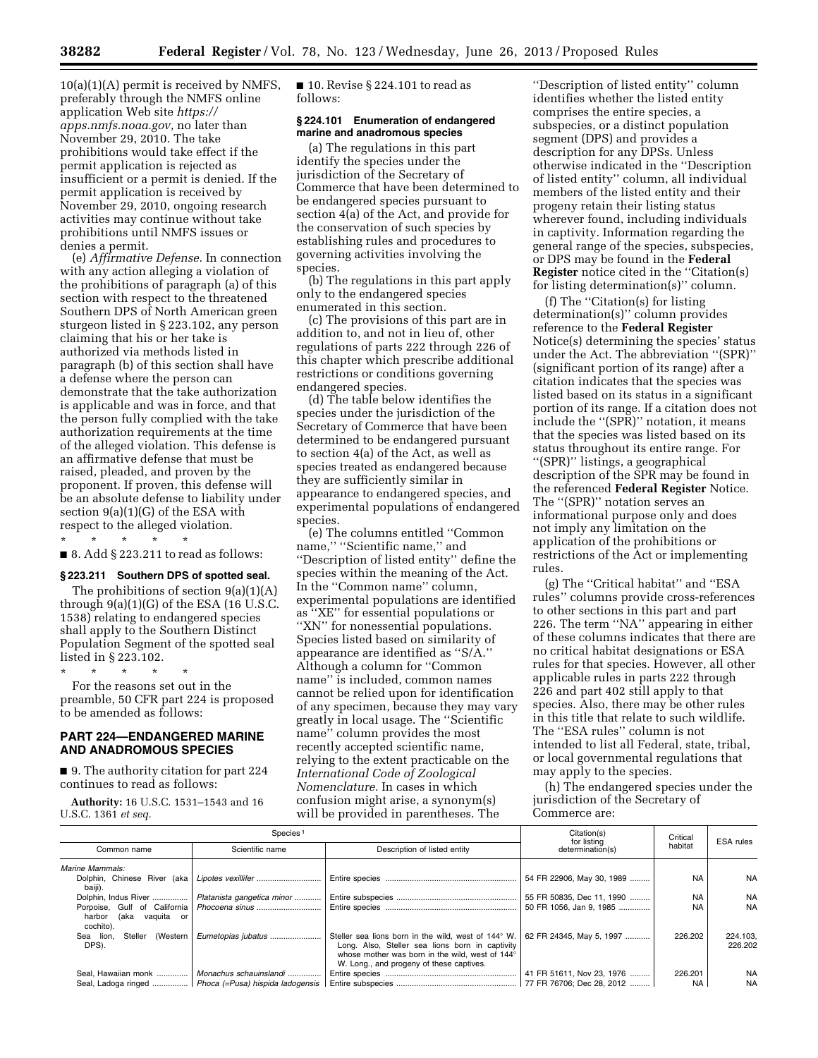10(a)(1)(A) permit is received by NMFS, preferably through the NMFS online application Web site *https://apps.nmfs.noaa.gov,* no later than November 29, 2010. The take prohibitions would take effect if the permit application is rejected as insufficient or a permit is denied. If the permit application is received by November 29, 2010, ongoing research activities may continue without take prohibitions until NMFS issues or denies a permit.

(e) *Affirmative Defense.* In connection with any action alleging a violation of the prohibitions of paragraph (a) of this section with respect to the threatened Southern DPS of North American green sturgeon listed in § 223.102, any person claiming that his or her take is authorized via methods listed in paragraph (b) of this section shall have a defense where the person can demonstrate that the take authorization is applicable and was in force, and that the person fully complied with the take authorization requirements at the time of the alleged violation. This defense is an affirmative defense that must be raised, pleaded, and proven by the proponent. If proven, this defense will be an absolute defense to liability under section 9(a)(1)(G) of the ESA with respect to the alleged violation.

\* \* \* \* \*

■ 8. Add § 223.211 to read as follows:

### § 223.211 Southern DPS of spotted seal.

The prohibitions of section 9(a)(1)(A) through 9(a)(1)(G) of the ESA (16 U.S.C. 1538) relating to endangered species shall apply to the Southern Distinct Population Segment of the spotted seal listed in § 223.102.

\* \* \* \* \*

For the reasons set out in the preamble, 50 CFR part 224 is proposed to be amended as follows:

## PART 224—ENDANGERED MARINE AND ANADROMOUS SPECIES

■ 9. The authority citation for part 224 continues to read as follows:

**Authority:** 16 U.S.C. 1531–1543 and 16 U.S.C. 1361 *et seq.*

■ 10. Revise § 224.101 to read as follows:

### § 224.101 Enumeration of endangered marine and anadromous species

(a) The regulations in this part identify the species under the jurisdiction of the Secretary of Commerce that have been determined to be endangered species pursuant to section 4(a) of the Act, and provide for the conservation of such species by establishing rules and procedures to governing activities involving the species.

(b) The regulations in this part apply only to the endangered species enumerated in this section.

(c) The provisions of this part are in addition to, and not in lieu of, other regulations of parts 222 through 226 of this chapter which prescribe additional restrictions or conditions governing endangered species.

(d) The table below identifies the species under the jurisdiction of the Secretary of Commerce that have been determined to be endangered pursuant to section 4(a) of the Act, as well as species treated as endangered because they are sufficiently similar in appearance to endangered species, and experimental populations of endangered species.

(e) The columns entitled ''Common name,'' ''Scientific name,'' and ''Description of listed entity'' define the species within the meaning of the Act. In the ''Common name'' column, experimental populations are identified as ''XE'' for essential populations or ''XN'' for nonessential populations. Species listed based on similarity of appearance are identified as ''S/A.'' Although a column for ''Common name'' is included, common names cannot be relied upon for identification of any specimen, because they may vary greatly in local usage. The ''Scientific name'' column provides the most recently accepted scientific name, relying to the extent practicable on the *International Code of Zoological Nomenclature.* In cases in which confusion might arise, a synonym(s) will be provided in parentheses. The ''Description of listed entity'' column identifies whether the listed entity comprises the entire species, a subspecies, or a distinct population segment (DPS) and provides a description for any DPSs. Unless otherwise indicated in the ''Description of listed entity'' column, all individual members of the listed entity and their progeny retain their listing status wherever found, including individuals in captivity. Information regarding the general range of the species, subspecies, or DPS may be found in the **Federal Register** notice cited in the ''Citation(s) for listing determination(s)'' column.

(f) The ''Citation(s) for listing determination(s)'' column provides reference to the **Federal Register** Notice(s) determining the species' status under the Act. The abbreviation ''(SPR)'' (significant portion of its range) after a citation indicates that the species was listed based on its status in a significant portion of its range. If a citation does not include the ''(SPR)'' notation, it means that the species was listed based on its status throughout its entire range. For ''(SPR)'' listings, a geographical description of the SPR may be found in the referenced **Federal Register** Notice. The ''(SPR)'' notation serves an informational purpose only and does not imply any limitation on the application of the prohibitions or restrictions of the Act or implementing rules.

(g) The ''Critical habitat'' and ''ESA rules'' columns provide cross-references to other sections in this part and part 226. The term ''NA'' appearing in either of these columns indicates that there are no critical habitat designations or ESA rules for that species. However, all other applicable rules in parts 222 through 226 and part 402 still apply to that species. Also, there may be other rules in this title that relate to such wildlife. The ''ESA rules'' column is not intended to list all Federal, state, tribal, or local governmental regulations that may apply to the species.

(h) The endangered species under the jurisdiction of the Secretary of Commerce are:

| Species[1] | | | Citation(s) for listing determination(s) | Critical habitat | ESA rules |
|---|---|---|---|---|---|
| Common name | Scientific name | Description of listed entity | | | |
| *Marine Mammals:* | | | | | |
| Dolphin, Chinese River (aka baiji). | *Lipotes vexillifer* | Entire species | 54 FR 22906, May 30, 1989 | NA | NA |
| Dolphin, Indus River | *Platanista gangetica minor* | Entire subspecies | 55 FR 50835, Dec 11, 1990 | NA | NA |
| Porpoise, Gulf of California harbor (aka vaquita or cochito). | *Phocoena sinus* | Entire species | 50 FR 1056, Jan 9, 1985 | NA | NA |
| Sea lion, Steller (Western DPS). | *Eumetopias jubatus* | Steller sea lions born in the wild, west of 144° W. Long. Also, Steller sea lions born in captivity whose mother was born in the wild, west of 144° W. Long., and progeny of these captives. | 62 FR 24345, May 5, 1997 | 226.202 | 224.103, 226.202 |
| Seal, Hawaiian monk | *Monachus schauinslandi* | Entire species | 41 FR 51611, Nov 23, 1976 | 226.201 | NA |
| Seal, Ladoga ringed | *Phoca (=Pusa) hispida ladogensis* | Entire subspecies | 77 FR 76706; Dec 28, 2012 | NA | NA |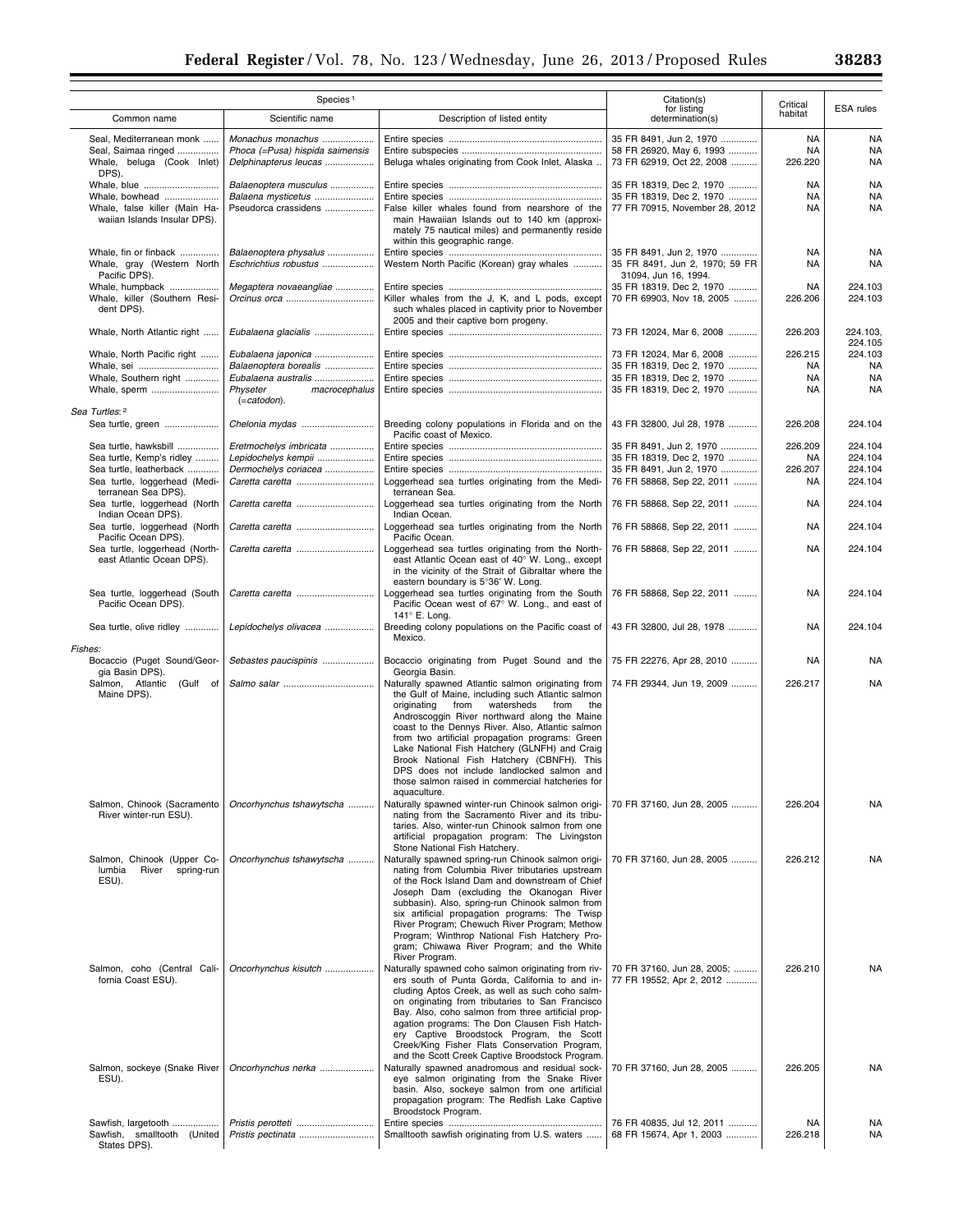| Species[1] | | | Citation(s) for listing determination(s) | Critical habitat | ESA rules |
|---|---|---|---|---|---|
| Common name | Scientific name | Description of listed entity | | | |
| Seal, Mediterranean monk | *Monachus monachus* | Entire species | 35 FR 8491, Jun 2, 1970 | NA | NA |
| Seal, Saimaa ringed | *Phoca (=Pusa) hispida saimensis* | Entire subspecies | 58 FR 26920, May 6, 1993 | NA | NA |
| Whale, beluga (Cook Inlet) DPS). | *Delphinapterus leucas* | Beluga whales originating from Cook Inlet, Alaska | 73 FR 62919, Oct 22, 2008 | 226.220 | NA |
| Whale, blue | *Balaenoptera musculus* | Entire species | 35 FR 18319, Dec 2, 1970 | NA | NA |
| Whale, bowhead | *Balaena mysticetus* | Entire species | 35 FR 18319, Dec 2, 1970 | NA | NA |
| Whale, false killer (Main Hawaiian Islands Insular DPS). | Pseudorca crassidens | False killer whales found from nearshore of the main Hawaiian Islands out to 140 km (approximately 75 nautical miles) and permanently reside within this geographic range. | 77 FR 70915, November 28, 2012 | NA | NA |
| Whale, fin or finback | *Balaenoptera physalus* | Entire species | 35 FR 8491, Jun 2, 1970 | NA | NA |
| Whale, gray (Western North Pacific DPS). | *Eschrichtius robustus* | Western North Pacific (Korean) gray whales | 35 FR 8491, Jun 2, 1970; 59 FR 31094, Jun 16, 1994. | NA | NA |
| Whale, humpback | *Megaptera novaeangliae* | Entire species | 35 FR 18319, Dec 2, 1970 | NA | 224.103 |
| Whale, killer (Southern Resident DPS). | *Orcinus orca* | Killer whales from the J, K, and L pods, except such whales placed in captivity prior to November 2005 and their captive born progeny. | 70 FR 69903, Nov 18, 2005 | 226.206 | 224.103 |
| Whale, North Atlantic right | *Eubalaena glacialis* | Entire species | 73 FR 12024, Mar 6, 2008 | 226.203 | 224.103, 224.105 |
| Whale, North Pacific right | *Eubalaena japonica* | Entire species | 73 FR 12024, Mar 6, 2008 | 226.215 | 224.103 |
| Whale, sei | *Balaenoptera borealis* | Entire species | 35 FR 18319, Dec 2, 1970 | NA | NA |
| Whale, Southern right | *Eubalaena australis* | Entire species | 35 FR 18319, Dec 2, 1970 | NA | NA |
| Whale, sperm | *Physeter macrocephalus (=catodon).* | Entire species | 35 FR 18319, Dec 2, 1970 | NA | NA |
| *Sea Turtles:*[2] | | | | | |
| Sea turtle, green | *Chelonia mydas* | Breeding colony populations in Florida and on the Pacific coast of Mexico. | 43 FR 32800, Jul 28, 1978 | 226.208 | 224.104 |
| Sea turtle, hawksbill | *Eretmochelys imbricata* | Entire species | 35 FR 8491, Jun 2, 1970 | 226.209 | 224.104 |
| Sea turtle, Kemp's ridley | *Lepidochelys kempii* | Entire species | 35 FR 18319, Dec 2, 1970 | NA | 224.104 |
| Sea turtle, leatherback | *Dermochelys coriacea* | Entire species | 35 FR 8491, Jun 2, 1970 | 226.207 | 224.104 |
| Sea turtle, loggerhead (Mediterranean Sea DPS). | *Caretta caretta* | Loggerhead sea turtles originating from the Mediterranean Sea. | 76 FR 58868, Sep 22, 2011 | NA | 224.104 |
| Sea turtle, loggerhead (North Indian Ocean DPS). | *Caretta caretta* | Loggerhead sea turtles originating from the North Indian Ocean. | 76 FR 58868, Sep 22, 2011 | NA | 224.104 |
| Sea turtle, loggerhead (North Pacific Ocean DPS). | *Caretta caretta* | Loggerhead sea turtles originating from the North Pacific Ocean. | 76 FR 58868, Sep 22, 2011 | NA | 224.104 |
| Sea turtle, loggerhead (Northeast Atlantic Ocean DPS). | *Caretta caretta* | Loggerhead sea turtles originating from the Northeast Atlantic Ocean east of 40° W. Long., except in the vicinity of the Strait of Gibraltar where the eastern boundary is 5°36′ W. Long. | 76 FR 58868, Sep 22, 2011 | NA | 224.104 |
| Sea turtle, loggerhead (South Pacific Ocean DPS). | *Caretta caretta* | Loggerhead sea turtles originating from the South Pacific Ocean west of 67° W. Long., and east of 141° E. Long. | 76 FR 58868, Sep 22, 2011 | NA | 224.104 |
| Sea turtle, olive ridley | *Lepidochelys olivacea* | Breeding colony populations on the Pacific coast of Mexico. | 43 FR 32800, Jul 28, 1978 | NA | 224.104 |
| *Fishes:* | | | | | |
| Bocaccio (Puget Sound/Georgia Basin DPS). | *Sebastes paucispinis* | Bocaccio originating from Puget Sound and the Georgia Basin. | 75 FR 22276, Apr 28, 2010 | NA | NA |
| Salmon, Atlantic (Gulf of Maine DPS). | *Salmo salar* | Naturally spawned Atlantic salmon originating from the Gulf of Maine, including such Atlantic salmon originating from watersheds from the Androscoggin River northward along the Maine coast to the Dennys River. Also, Atlantic salmon from two artificial propagation programs: Green Lake National Fish Hatchery (GLNFH) and Craig Brook National Fish Hatchery (CBNFH). This DPS does not include landlocked salmon and those salmon raised in commercial hatcheries for aquaculture. | 74 FR 29344, Jun 19, 2009 | 226.217 | NA |
| Salmon, Chinook (Sacramento River winter-run ESU). | *Oncorhynchus tshawytscha* | Naturally spawned winter-run Chinook salmon originating from the Sacramento River and its tributaries. Also, winter-run Chinook salmon from one artificial propagation program: The Livingston Stone National Fish Hatchery. | 70 FR 37160, Jun 28, 2005 | 226.204 | NA |
| Salmon, Chinook (Upper Columbia River spring-run ESU). | *Oncorhynchus tshawytscha* | Naturally spawned spring-run Chinook salmon originating from Columbia River tributaries upstream of the Rock Island Dam and downstream of Chief Joseph Dam (excluding the Okanogan River subbasin). Also, spring-run Chinook salmon from six artificial propagation programs: The Twisp River Program; Chewuch River Program; Methow Program; Winthrop National Fish Hatchery Program; Chiwawa River Program; and the White River Program. | 70 FR 37160, Jun 28, 2005 | 226.212 | NA |
| Salmon, coho (Central California Coast ESU). | *Oncorhynchus kisutch* | Naturally spawned coho salmon originating from rivers south of Punta Gorda, California to and including Aptos Creek, as well as such coho salmon originating from tributaries to San Francisco Bay. Also, coho salmon from three artificial propagation programs: The Don Clausen Fish Hatchery Captive Broodstock Program, the Scott Creek/King Fisher Flats Conservation Program, and the Scott Creek Captive Broodstock Program. | 70 FR 37160, Jun 28, 2005; 77 FR 19552, Apr 2, 2012 | 226.210 | NA |
| Salmon, sockeye (Snake River ESU). | *Oncorhynchus nerka* | Naturally spawned anadromous and residual sockeye salmon originating from the Snake River basin. Also, sockeye salmon from one artificial propagation program: The Redfish Lake Captive Broodstock Program. | 70 FR 37160, Jun 28, 2005 | 226.205 | NA |
| Sawfish, largetooth | *Pristis perotteti* | Entire species | 76 FR 40835, Jul 12, 2011 | NA | NA |
| Sawfish, smalltooth (United States DPS). | *Pristis pectinata* | Smalltooth sawfish originating from U.S. waters | 68 FR 15674, Apr 1, 2003 | 226.218 | NA |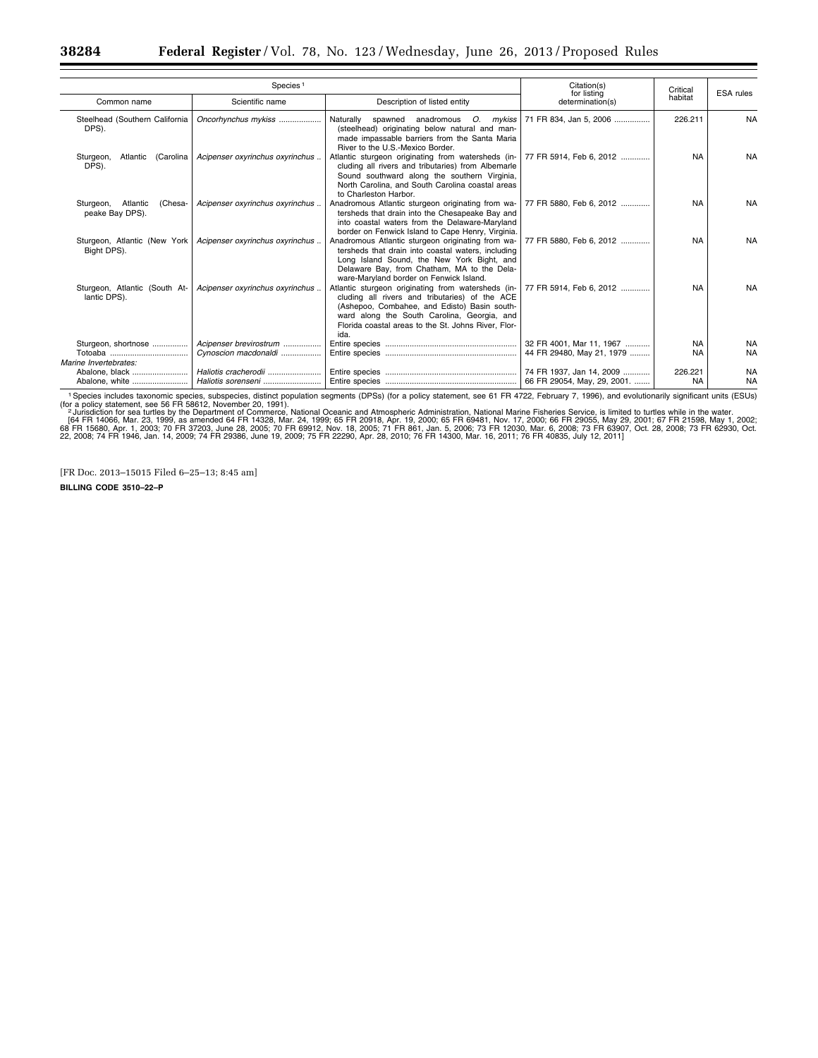| Species[1] | | | Citation(s) for listing determination(s) | Critical habitat | ESA rules |
|---|---|---|---|---|---|
| Common name | Scientific name | Description of listed entity | | | |
| Steelhead (Southern California DPS). | *Oncorhynchus mykiss* | Naturally spawned anadromous *O. mykiss* (steelhead) originating below natural and man-made impassable barriers from the Santa Maria River to the U.S.-Mexico Border. | 71 FR 834, Jan 5, 2006 | 226.211 | NA |
| Sturgeon, Atlantic (Carolina DPS). | *Acipenser oxyrinchus oxyrinchus* | Atlantic sturgeon originating from watersheds (including all rivers and tributaries) from Albemarle Sound southward along the southern Virginia, North Carolina, and South Carolina coastal areas to Charleston Harbor. | 77 FR 5914, Feb 6, 2012 | NA | NA |
| Sturgeon, Atlantic (Chesapeake Bay DPS). | *Acipenser oxyrinchus oxyrinchus* | Anadromous Atlantic sturgeon originating from watersheds that drain into the Chesapeake Bay and into coastal waters from the Delaware-Maryland border on Fenwick Island to Cape Henry, Virginia. | 77 FR 5880, Feb 6, 2012 | NA | NA |
| Sturgeon, Atlantic (New York Bight DPS). | *Acipenser oxyrinchus oxyrinchus* | Anadromous Atlantic sturgeon originating from watersheds that drain into coastal waters, including Long Island Sound, the New York Bight, and Delaware Bay, from Chatham, MA to the Delaware-Maryland border on Fenwick Island. | 77 FR 5880, Feb 6, 2012 | NA | NA |
| Sturgeon, Atlantic (South Atlantic DPS). | *Acipenser oxyrinchus oxyrinchus* | Atlantic sturgeon originating from watersheds (including all rivers and tributaries) of the ACE (Ashepoo, Combahee, and Edisto) Basin southward along the South Carolina, Georgia, and Florida coastal areas to the St. Johns River, Florida. | 77 FR 5914, Feb 6, 2012 | NA | NA |
| Sturgeon, shortnose | *Acipenser brevirostrum* | Entire species | 32 FR 4001, Mar 11, 1967 | NA | NA |
| Totoaba | *Cynoscion macdonaldi* | Entire species | 44 FR 29480, May 21, 1979 | NA | NA |
| *Marine Invertebrates:* | | | | | |
| Abalone, black | *Haliotis cracherodii* | Entire species | 74 FR 1937, Jan 14, 2009 | 226.221 | NA |
| Abalone, white | *Haliotis sorenseni* | Entire species | 66 FR 29054, May, 29, 2001. | NA | NA |

[1] Species includes taxonomic species, subspecies, distinct population segments (DPSs) (for a policy statement, see 61 FR 4722, February 7, 1996), and evolutionarily significant units (ESUs) (for a policy statement, see 56 FR 58612, November 20, 1991).

[2] Jurisdiction for sea turtles by the Department of Commerce, National Oceanic and Atmospheric Administration, National Marine Fisheries Service, is limited to turtles while in the water.

[64 FR 14066, Mar. 23, 1999, as amended 64 FR 14328, Mar. 24, 1999; 65 FR 20918, Apr. 19, 2000; 65 FR 69481, Nov. 17, 2000; 66 FR 29055, May 29, 2001; 67 FR 21598, May 1, 2002; 68 FR 15680, Apr. 1, 2003; 70 FR 37203, June 28, 2005; 70 FR 69912, Nov. 18, 2005; 71 FR 861, Jan. 5, 2006; 73 FR 12030, Mar. 6, 2008; 73 FR 63907, Oct. 28, 2008; 73 FR 62930, Oct. 22, 2008; 74 FR 1946, Jan. 14, 2009; 74 FR 29386, June 19, 2009; 75 FR 22290, Apr. 28, 2010; 76 FR 14300, Mar. 16, 2011; 76 FR 40835, July 12, 2011]

[FR Doc. 2013–15015 Filed 6–25–13; 8:45 am]

**BILLING CODE 3510–22–P**